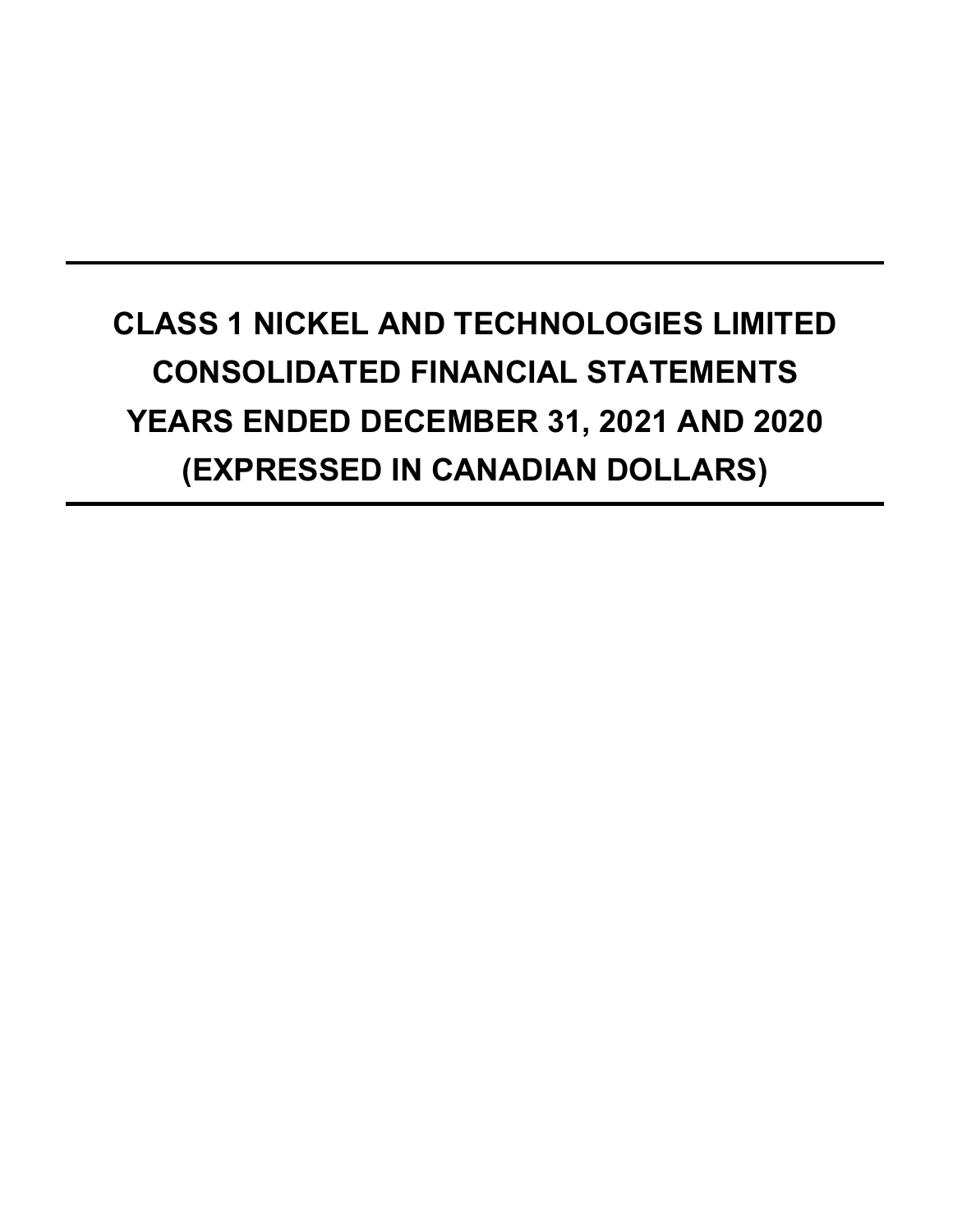# CLASS 1 NICKEL AND TECHNOLOGIES LIMITED
# CONSOLIDATED FINANCIAL STATEMENTS
# YEARS ENDED DECEMBER 31, 2021 AND 2020
# (EXPRESSED IN CANADIAN DOLLARS)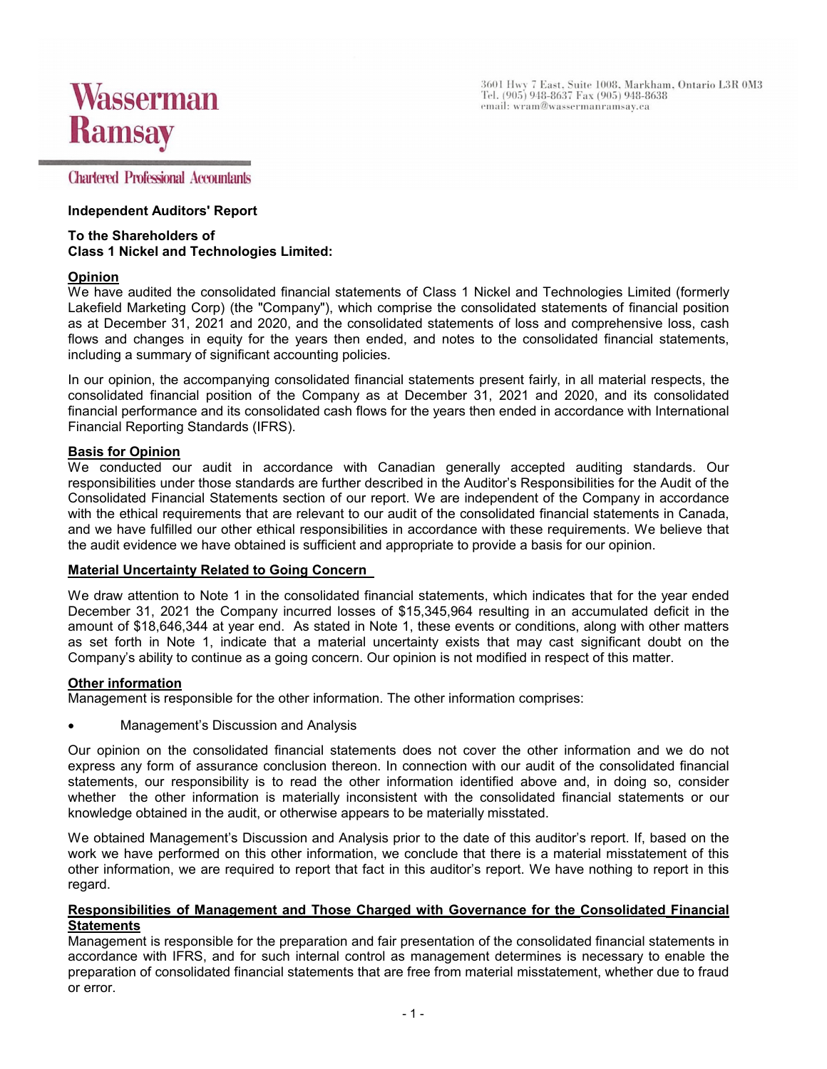Wasserman Ramsay

Chartered Professional Accountants

3601 Hwy 7 East, Suite 1008, Markham, Ontario L3R 0M3
Tel. (905) 948-8637 Fax (905) 948-8638
email: wram@wassermanramsay.ca

**Independent Auditors' Report**

**To the Shareholders of**
**Class 1 Nickel and Technologies Limited:**

**Opinion**

We have audited the consolidated financial statements of Class 1 Nickel and Technologies Limited (formerly Lakefield Marketing Corp) (the "Company"), which comprise the consolidated statements of financial position as at December 31, 2021 and 2020, and the consolidated statements of loss and comprehensive loss, cash flows and changes in equity for the years then ended, and notes to the consolidated financial statements, including a summary of significant accounting policies.

In our opinion, the accompanying consolidated financial statements present fairly, in all material respects, the consolidated financial position of the Company as at December 31, 2021 and 2020, and its consolidated financial performance and its consolidated cash flows for the years then ended in accordance with International Financial Reporting Standards (IFRS).

**Basis for Opinion**

We conducted our audit in accordance with Canadian generally accepted auditing standards. Our responsibilities under those standards are further described in the Auditor's Responsibilities for the Audit of the Consolidated Financial Statements section of our report. We are independent of the Company in accordance with the ethical requirements that are relevant to our audit of the consolidated financial statements in Canada, and we have fulfilled our other ethical responsibilities in accordance with these requirements. We believe that the audit evidence we have obtained is sufficient and appropriate to provide a basis for our opinion.

**Material Uncertainty Related to Going Concern**

We draw attention to Note 1 in the consolidated financial statements, which indicates that for the year ended December 31, 2021 the Company incurred losses of $15,345,964 resulting in an accumulated deficit in the amount of $18,646,344 at year end. As stated in Note 1, these events or conditions, along with other matters as set forth in Note 1, indicate that a material uncertainty exists that may cast significant doubt on the Company's ability to continue as a going concern. Our opinion is not modified in respect of this matter.

**Other information**

Management is responsible for the other information. The other information comprises:

- Management's Discussion and Analysis

Our opinion on the consolidated financial statements does not cover the other information and we do not express any form of assurance conclusion thereon. In connection with our audit of the consolidated financial statements, our responsibility is to read the other information identified above and, in doing so, consider whether the other information is materially inconsistent with the consolidated financial statements or our knowledge obtained in the audit, or otherwise appears to be materially misstated.

We obtained Management's Discussion and Analysis prior to the date of this auditor's report. If, based on the work we have performed on this other information, we conclude that there is a material misstatement of this other information, we are required to report that fact in this auditor's report. We have nothing to report in this regard.

**Responsibilities of Management and Those Charged with Governance for the Consolidated Financial Statements**

Management is responsible for the preparation and fair presentation of the consolidated financial statements in accordance with IFRS, and for such internal control as management determines is necessary to enable the preparation of consolidated financial statements that are free from material misstatement, whether due to fraud or error.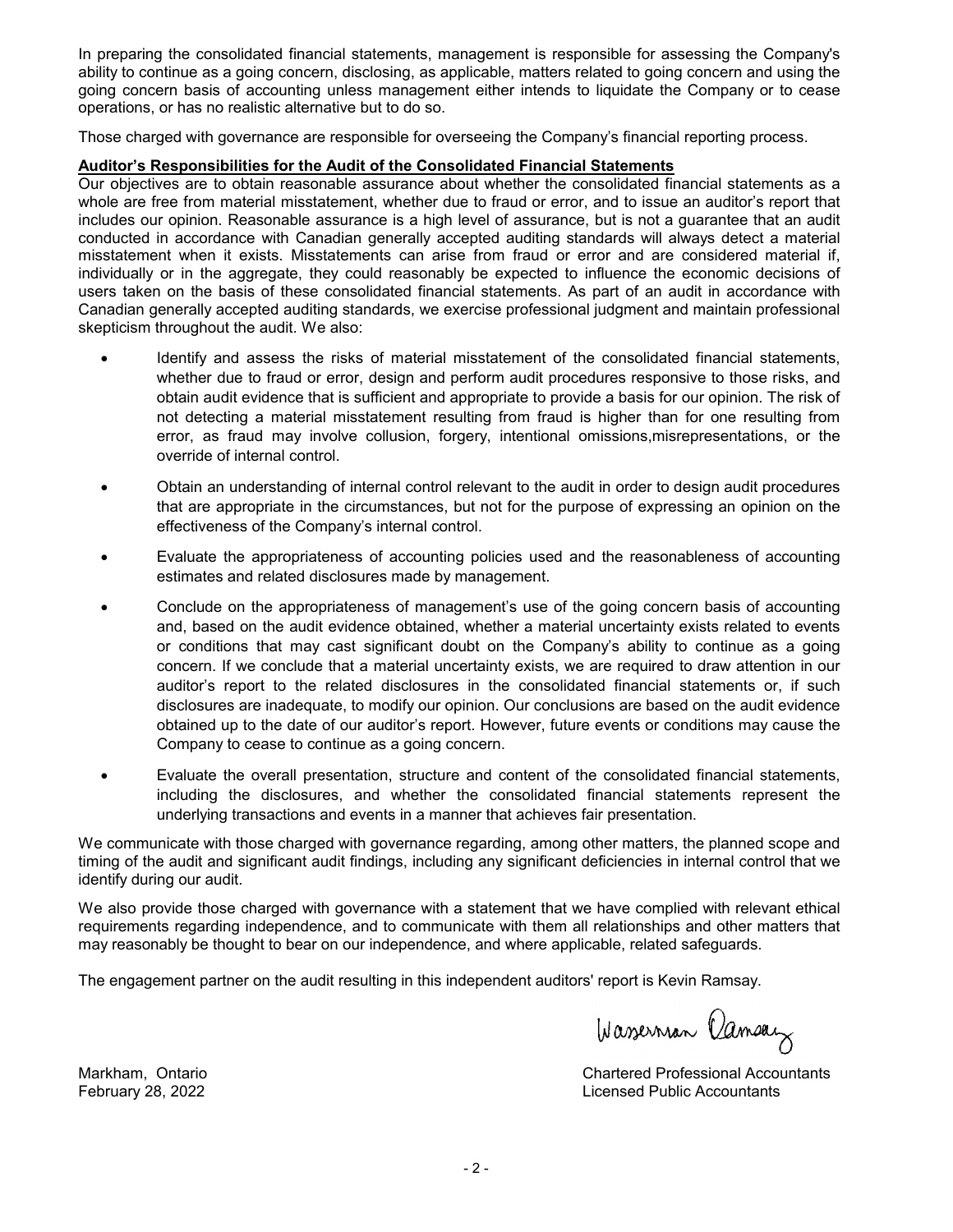In preparing the consolidated financial statements, management is responsible for assessing the Company's ability to continue as a going concern, disclosing, as applicable, matters related to going concern and using the going concern basis of accounting unless management either intends to liquidate the Company or to cease operations, or has no realistic alternative but to do so.

Those charged with governance are responsible for overseeing the Company's financial reporting process.

**Auditor's Responsibilities for the Audit of the Consolidated Financial Statements**

Our objectives are to obtain reasonable assurance about whether the consolidated financial statements as a whole are free from material misstatement, whether due to fraud or error, and to issue an auditor's report that includes our opinion. Reasonable assurance is a high level of assurance, but is not a guarantee that an audit conducted in accordance with Canadian generally accepted auditing standards will always detect a material misstatement when it exists. Misstatements can arise from fraud or error and are considered material if, individually or in the aggregate, they could reasonably be expected to influence the economic decisions of users taken on the basis of these consolidated financial statements. As part of an audit in accordance with Canadian generally accepted auditing standards, we exercise professional judgment and maintain professional skepticism throughout the audit. We also:

- Identify and assess the risks of material misstatement of the consolidated financial statements, whether due to fraud or error, design and perform audit procedures responsive to those risks, and obtain audit evidence that is sufficient and appropriate to provide a basis for our opinion. The risk of not detecting a material misstatement resulting from fraud is higher than for one resulting from error, as fraud may involve collusion, forgery, intentional omissions,misrepresentations, or the override of internal control.

- Obtain an understanding of internal control relevant to the audit in order to design audit procedures that are appropriate in the circumstances, but not for the purpose of expressing an opinion on the effectiveness of the Company's internal control.

- Evaluate the appropriateness of accounting policies used and the reasonableness of accounting estimates and related disclosures made by management.

- Conclude on the appropriateness of management's use of the going concern basis of accounting and, based on the audit evidence obtained, whether a material uncertainty exists related to events or conditions that may cast significant doubt on the Company's ability to continue as a going concern. If we conclude that a material uncertainty exists, we are required to draw attention in our auditor's report to the related disclosures in the consolidated financial statements or, if such disclosures are inadequate, to modify our opinion. Our conclusions are based on the audit evidence obtained up to the date of our auditor's report. However, future events or conditions may cause the Company to cease to continue as a going concern.

- Evaluate the overall presentation, structure and content of the consolidated financial statements, including the disclosures, and whether the consolidated financial statements represent the underlying transactions and events in a manner that achieves fair presentation.

We communicate with those charged with governance regarding, among other matters, the planned scope and timing of the audit and significant audit findings, including any significant deficiencies in internal control that we identify during our audit.

We also provide those charged with governance with a statement that we have complied with relevant ethical requirements regarding independence, and to communicate with them all relationships and other matters that may reasonably be thought to bear on our independence, and where applicable, related safeguards.

The engagement partner on the audit resulting in this independent auditors' report is Kevin Ramsay.

Wasserman Ramsay

Markham, Ontario
February 28, 2022

Chartered Professional Accountants
Licensed Public Accountants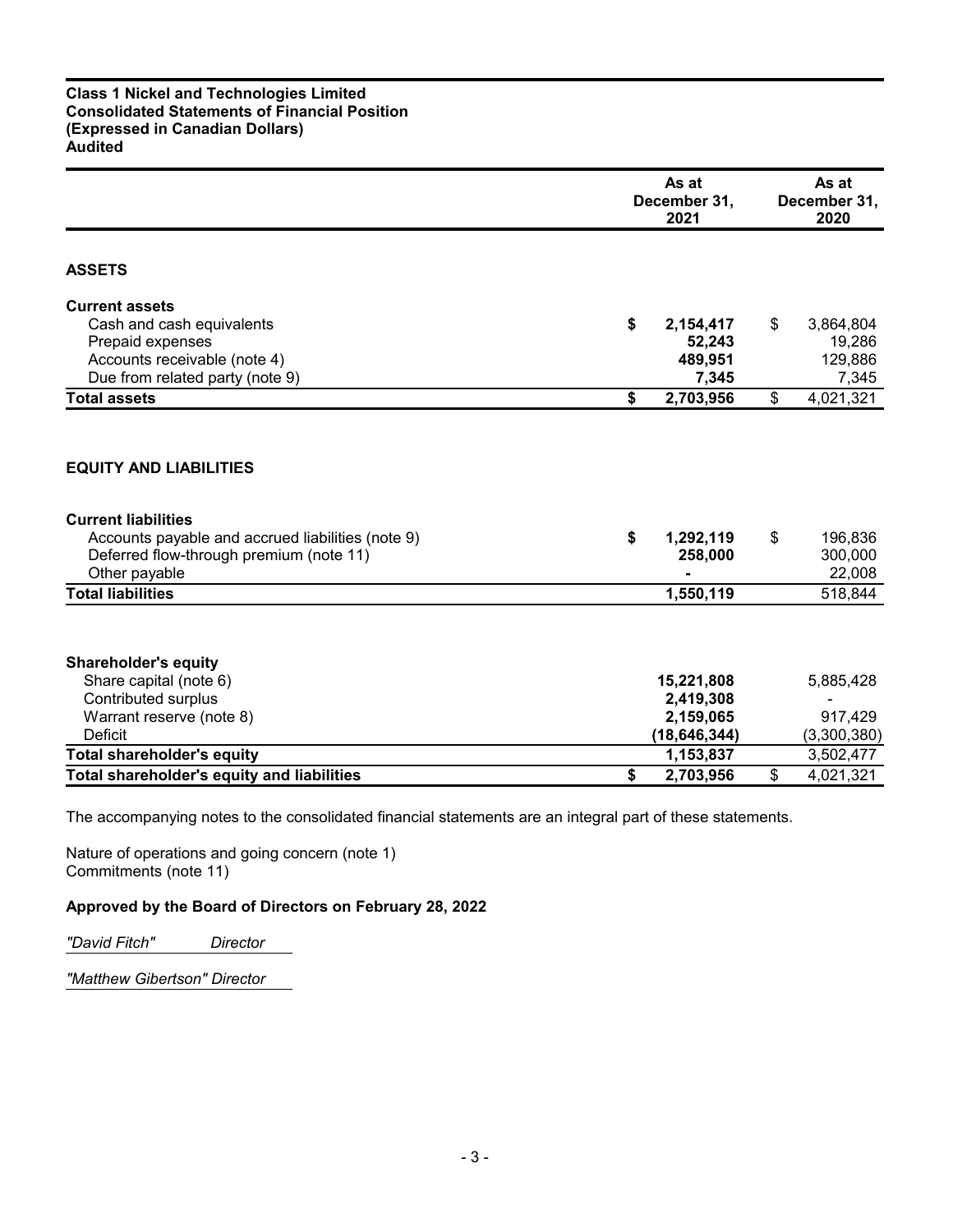**Class 1 Nickel and Technologies Limited**
**Consolidated Statements of Financial Position**
**(Expressed in Canadian Dollars)**
**Audited**

| | As at December 31, 2021 | As at December 31, 2020 |
|---|---|---|
| **ASSETS** | | |
| **Current assets** | | |
| Cash and cash equivalents | **$ 2,154,417** | $ 3,864,804 |
| Prepaid expenses | **52,243** | 19,286 |
| Accounts receivable (note 4) | **489,951** | 129,886 |
| Due from related party (note 9) | **7,345** | 7,345 |
| **Total assets** | **$ 2,703,956** | $ 4,021,321 |
| | | |
| **EQUITY AND LIABILITIES** | | |
| **Current liabilities** | | |
| Accounts payable and accrued liabilities (note 9) | **$ 1,292,119** | $ 196,836 |
| Deferred flow-through premium (note 11) | **258,000** | 300,000 |
| Other payable | **-** | 22,008 |
| **Total liabilities** | **1,550,119** | 518,844 |
| | | |
| **Shareholder's equity** | | |
| Share capital (note 6) | **15,221,808** | 5,885,428 |
| Contributed surplus | **2,419,308** | - |
| Warrant reserve (note 8) | **2,159,065** | 917,429 |
| Deficit | **(18,646,344)** | (3,300,380) |
| **Total shareholder's equity** | **1,153,837** | 3,502,477 |
| **Total shareholder's equity and liabilities** | **$ 2,703,956** | $ 4,021,321 |

The accompanying notes to the consolidated financial statements are an integral part of these statements.

Nature of operations and going concern (note 1)
Commitments (note 11)

**Approved by the Board of Directors on February 28, 2022**

*"David Fitch"* *Director*

*"Matthew Gibertson" Director*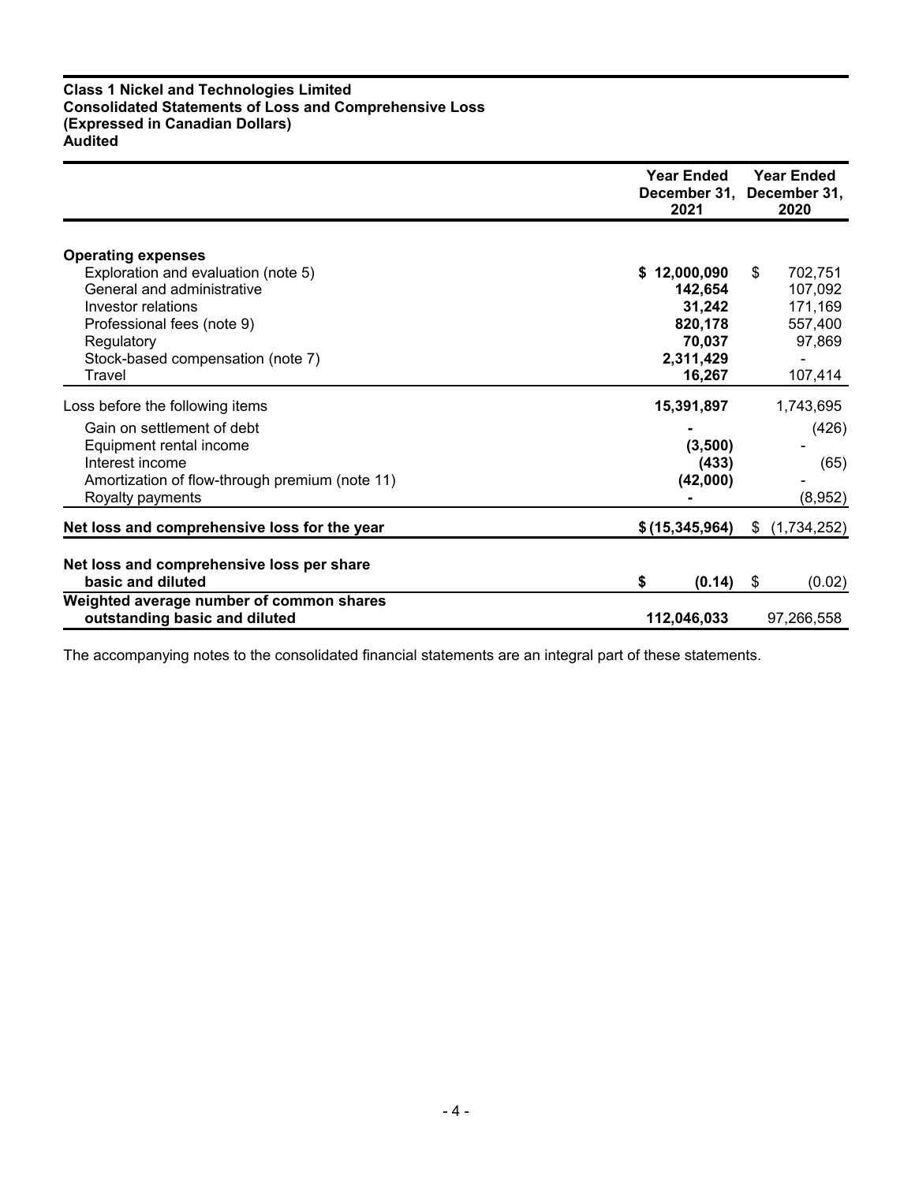**Class 1 Nickel and Technologies Limited**
**Consolidated Statements of Loss and Comprehensive Loss**
**(Expressed in Canadian Dollars)**
**Audited**

| | Year Ended December 31, 2021 | Year Ended December 31, 2020 |
|---|---|---|
| **Operating expenses** | | |
| Exploration and evaluation (note 5) | **$ 12,000,090** | $ 702,751 |
| General and administrative | **142,654** | 107,092 |
| Investor relations | **31,242** | 171,169 |
| Professional fees (note 9) | **820,178** | 557,400 |
| Regulatory | **70,037** | 97,869 |
| Stock-based compensation (note 7) | **2,311,429** | - |
| Travel | **16,267** | 107,414 |
| Loss before the following items | **15,391,897** | 1,743,695 |
| Gain on settlement of debt | **-** | (426) |
| Equipment rental income | **(3,500)** | - |
| Interest income | **(433)** | (65) |
| Amortization of flow-through premium (note 11) | **(42,000)** | - |
| Royalty payments | **-** | (8,952) |
| **Net loss and comprehensive loss for the year** | **$ (15,345,964)** | $ (1,734,252) |
| **Net loss and comprehensive loss per share basic and diluted** | **$ (0.14)** | $ (0.02) |
| **Weighted average number of common shares outstanding basic and diluted** | **112,046,033** | 97,266,558 |

The accompanying notes to the consolidated financial statements are an integral part of these statements.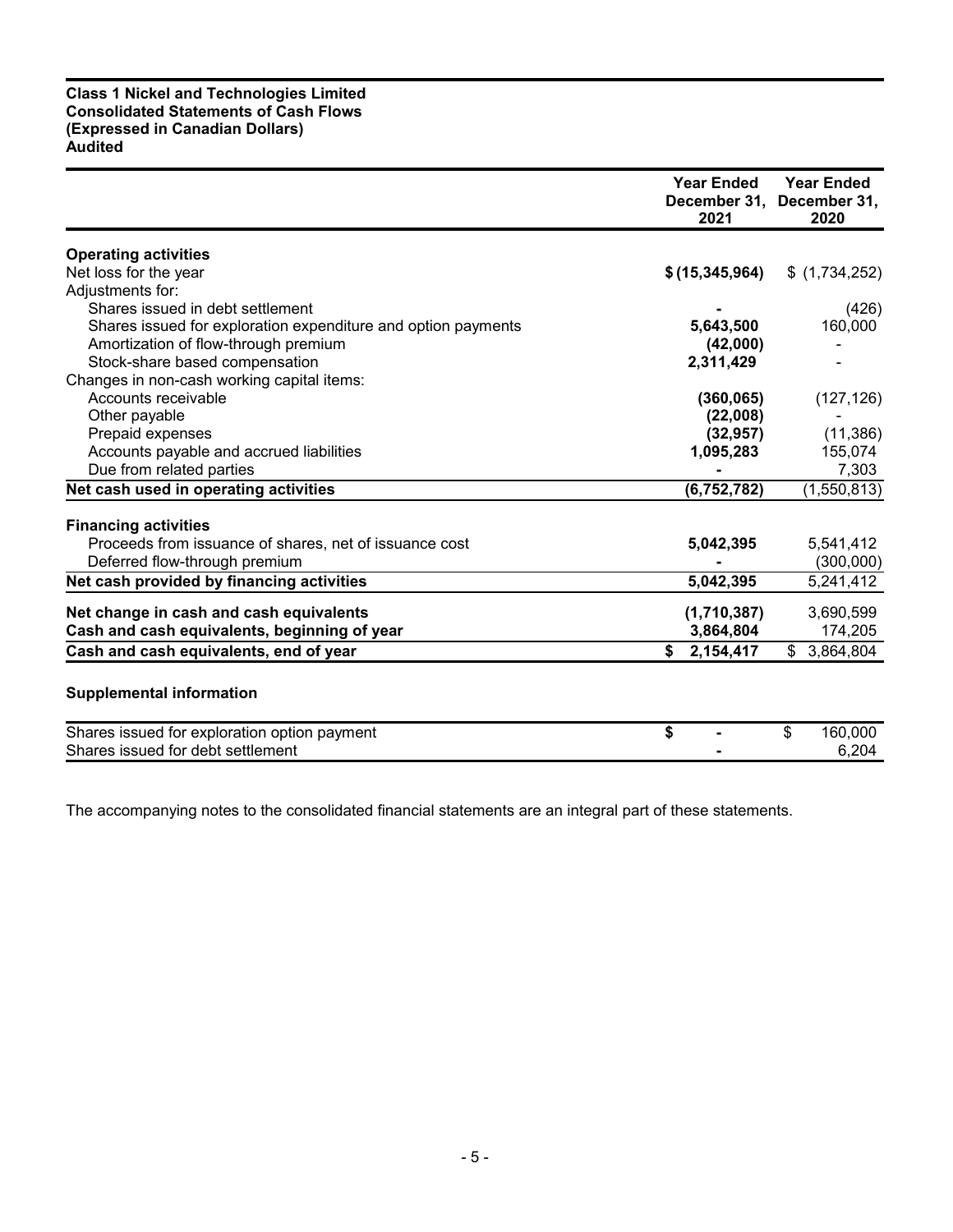**Class 1 Nickel and Technologies Limited**
**Consolidated Statements of Cash Flows**
**(Expressed in Canadian Dollars)**
**Audited**

| | Year Ended December 31, 2021 | Year Ended December 31, 2020 |
|---|---|---|
| **Operating activities** | | |
| Net loss for the year | **$ (15,345,964)** | $ (1,734,252) |
| Adjustments for: | | |
| Shares issued in debt settlement | **-** | (426) |
| Shares issued for exploration expenditure and option payments | **5,643,500** | 160,000 |
| Amortization of flow-through premium | **(42,000)** | - |
| Stock-share based compensation | **2,311,429** | - |
| Changes in non-cash working capital items: | | |
| Accounts receivable | **(360,065)** | (127,126) |
| Other payable | **(22,008)** | - |
| Prepaid expenses | **(32,957)** | (11,386) |
| Accounts payable and accrued liabilities | **1,095,283** | 155,074 |
| Due from related parties | **-** | 7,303 |
| **Net cash used in operating activities** | **(6,752,782)** | (1,550,813) |
| **Financing activities** | | |
| Proceeds from issuance of shares, net of issuance cost | **5,042,395** | 5,541,412 |
| Deferred flow-through premium | **-** | (300,000) |
| **Net cash provided by financing activities** | **5,042,395** | 5,241,412 |
| **Net change in cash and cash equivalents** | **(1,710,387)** | 3,690,599 |
| **Cash and cash equivalents, beginning of year** | **3,864,804** | 174,205 |
| **Cash and cash equivalents, end of year** | **$ 2,154,417** | $ 3,864,804 |

**Supplemental information**

| | | |
|---|---|---|
| Shares issued for exploration option payment | **$ -** | $ 160,000 |
| Shares issued for debt settlement | **-** | 6,204 |

The accompanying notes to the consolidated financial statements are an integral part of these statements.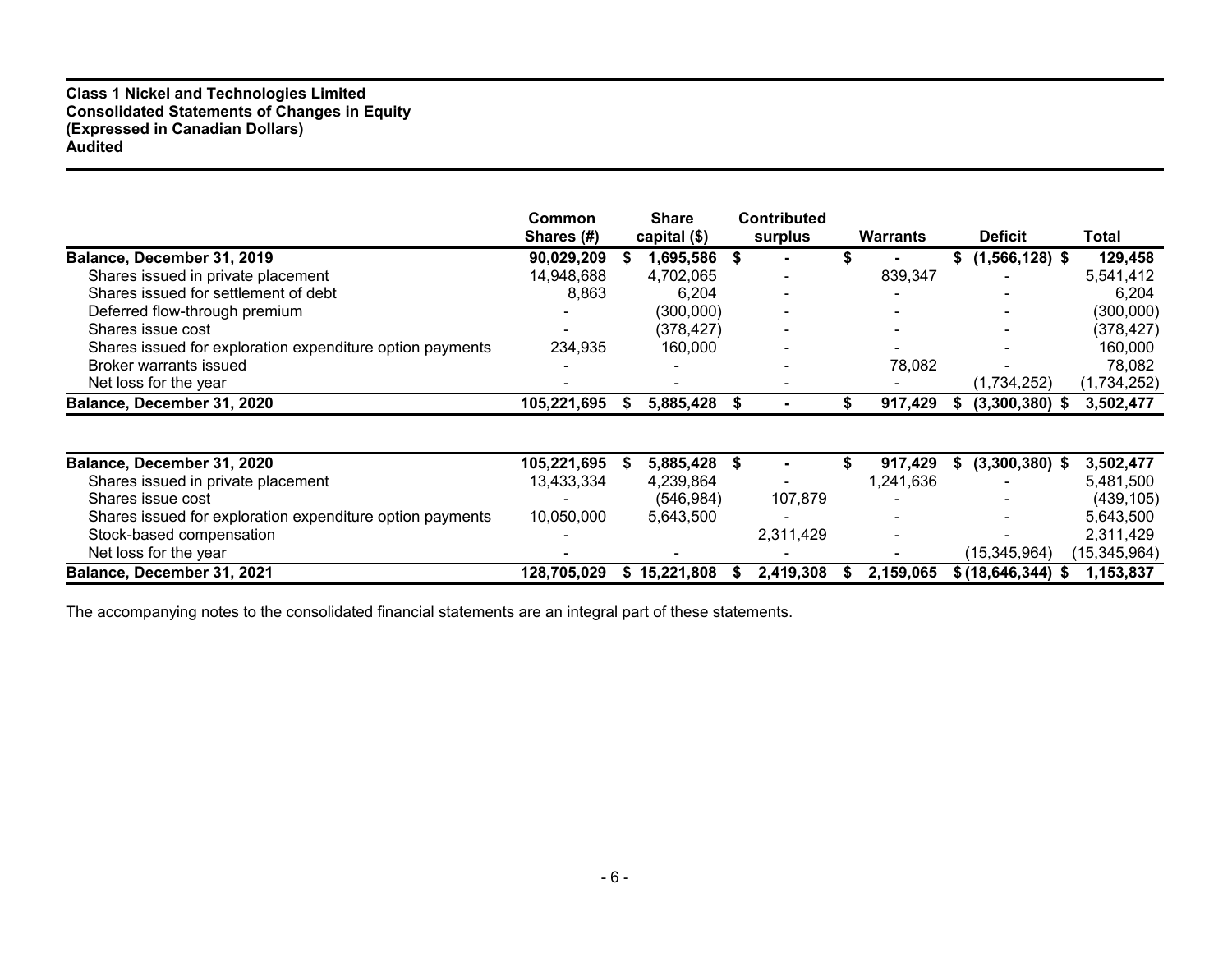**Class 1 Nickel and Technologies Limited**
**Consolidated Statements of Changes in Equity**
**(Expressed in Canadian Dollars)**
**Audited**

| | Common Shares (#) | Share capital ($) | Contributed surplus | Warrants | Deficit | Total |
|---|---|---|---|---|---|---|
| **Balance, December 31, 2019** | **90,029,209** | **$ 1,695,586** | **$ -** | **$ -** | **$ (1,566,128)** | **$ 129,458** |
| Shares issued in private placement | 14,948,688 | 4,702,065 | - | 839,347 | - | 5,541,412 |
| Shares issued for settlement of debt | 8,863 | 6,204 | - | - | - | 6,204 |
| Deferred flow-through premium | - | (300,000) | - | - | - | (300,000) |
| Shares issue cost | - | (378,427) | - | - | - | (378,427) |
| Shares issued for exploration expenditure option payments | 234,935 | 160,000 | - | - | - | 160,000 |
| Broker warrants issued | - | - | - | 78,082 | - | 78,082 |
| Net loss for the year | - | - | - | - | (1,734,252) | (1,734,252) |
| **Balance, December 31, 2020** | **105,221,695** | **$ 5,885,428** | **$ -** | **$ 917,429** | **$ (3,300,380)** | **$ 3,502,477** |

| | Common Shares (#) | Share capital ($) | Contributed surplus | Warrants | Deficit | Total |
|---|---|---|---|---|---|---|
| **Balance, December 31, 2020** | **105,221,695** | **$ 5,885,428** | **$ -** | **$ 917,429** | **$ (3,300,380)** | **$ 3,502,477** |
| Shares issued in private placement | 13,433,334 | 4,239,864 | - | 1,241,636 | - | 5,481,500 |
| Shares issue cost | - | (546,984) | 107,879 | - | - | (439,105) |
| Shares issued for exploration expenditure option payments | 10,050,000 | 5,643,500 | - | - | - | 5,643,500 |
| Stock-based compensation | - | | 2,311,429 | - | - | 2,311,429 |
| Net loss for the year | - | - | - | - | (15,345,964) | (15,345,964) |
| **Balance, December 31, 2021** | **128,705,029** | **$ 15,221,808** | **$ 2,419,308** | **$ 2,159,065** | **$ (18,646,344)** | **$ 1,153,837** |

The accompanying notes to the consolidated financial statements are an integral part of these statements.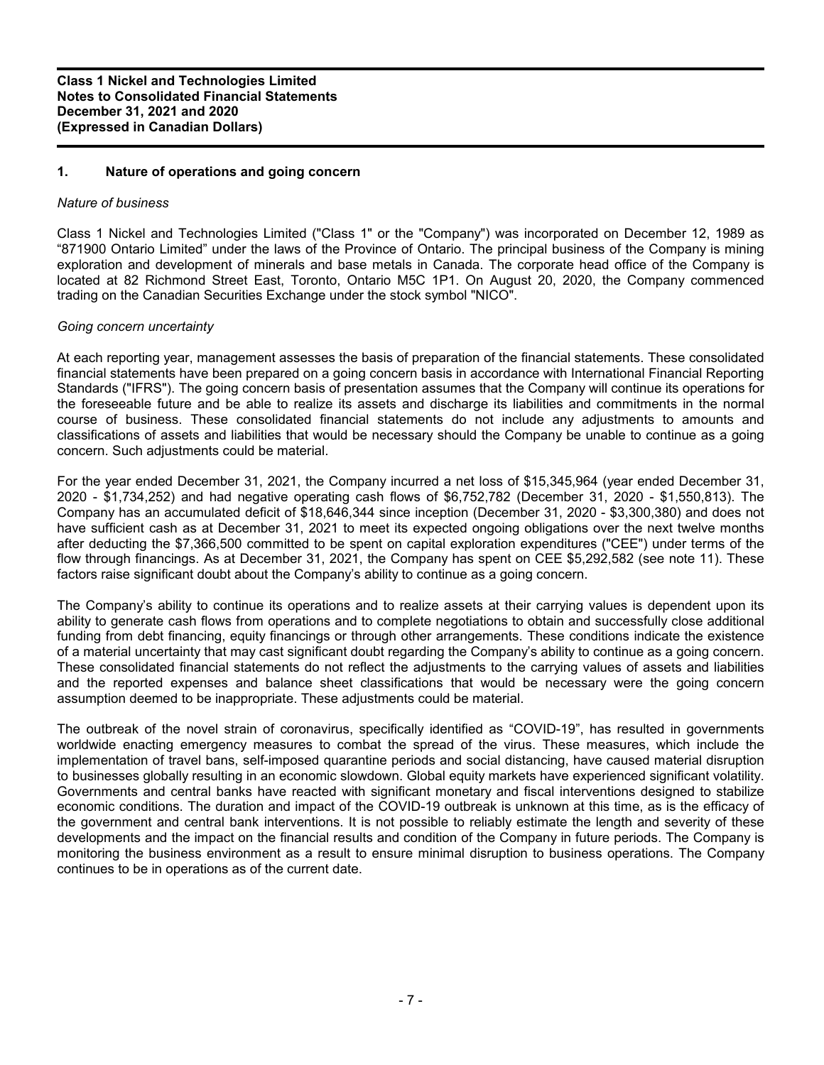## 1. Nature of operations and going concern

*Nature of business*

Class 1 Nickel and Technologies Limited ("Class 1" or the "Company") was incorporated on December 12, 1989 as "871900 Ontario Limited" under the laws of the Province of Ontario. The principal business of the Company is mining exploration and development of minerals and base metals in Canada. The corporate head office of the Company is located at 82 Richmond Street East, Toronto, Ontario M5C 1P1. On August 20, 2020, the Company commenced trading on the Canadian Securities Exchange under the stock symbol "NICO".

*Going concern uncertainty*

At each reporting year, management assesses the basis of preparation of the financial statements. These consolidated financial statements have been prepared on a going concern basis in accordance with International Financial Reporting Standards ("IFRS"). The going concern basis of presentation assumes that the Company will continue its operations for the foreseeable future and be able to realize its assets and discharge its liabilities and commitments in the normal course of business. These consolidated financial statements do not include any adjustments to amounts and classifications of assets and liabilities that would be necessary should the Company be unable to continue as a going concern. Such adjustments could be material.

For the year ended December 31, 2021, the Company incurred a net loss of $15,345,964 (year ended December 31, 2020 - $1,734,252) and had negative operating cash flows of $6,752,782 (December 31, 2020 - $1,550,813). The Company has an accumulated deficit of $18,646,344 since inception (December 31, 2020 - $3,300,380) and does not have sufficient cash as at December 31, 2021 to meet its expected ongoing obligations over the next twelve months after deducting the $7,366,500 committed to be spent on capital exploration expenditures ("CEE") under terms of the flow through financings. As at December 31, 2021, the Company has spent on CEE $5,292,582 (see note 11). These factors raise significant doubt about the Company's ability to continue as a going concern.

The Company's ability to continue its operations and to realize assets at their carrying values is dependent upon its ability to generate cash flows from operations and to complete negotiations to obtain and successfully close additional funding from debt financing, equity financings or through other arrangements. These conditions indicate the existence of a material uncertainty that may cast significant doubt regarding the Company's ability to continue as a going concern. These consolidated financial statements do not reflect the adjustments to the carrying values of assets and liabilities and the reported expenses and balance sheet classifications that would be necessary were the going concern assumption deemed to be inappropriate. These adjustments could be material.

The outbreak of the novel strain of coronavirus, specifically identified as "COVID-19", has resulted in governments worldwide enacting emergency measures to combat the spread of the virus. These measures, which include the implementation of travel bans, self-imposed quarantine periods and social distancing, have caused material disruption to businesses globally resulting in an economic slowdown. Global equity markets have experienced significant volatility. Governments and central banks have reacted with significant monetary and fiscal interventions designed to stabilize economic conditions. The duration and impact of the COVID-19 outbreak is unknown at this time, as is the efficacy of the government and central bank interventions. It is not possible to reliably estimate the length and severity of these developments and the impact on the financial results and condition of the Company in future periods. The Company is monitoring the business environment as a result to ensure minimal disruption to business operations. The Company continues to be in operations as of the current date.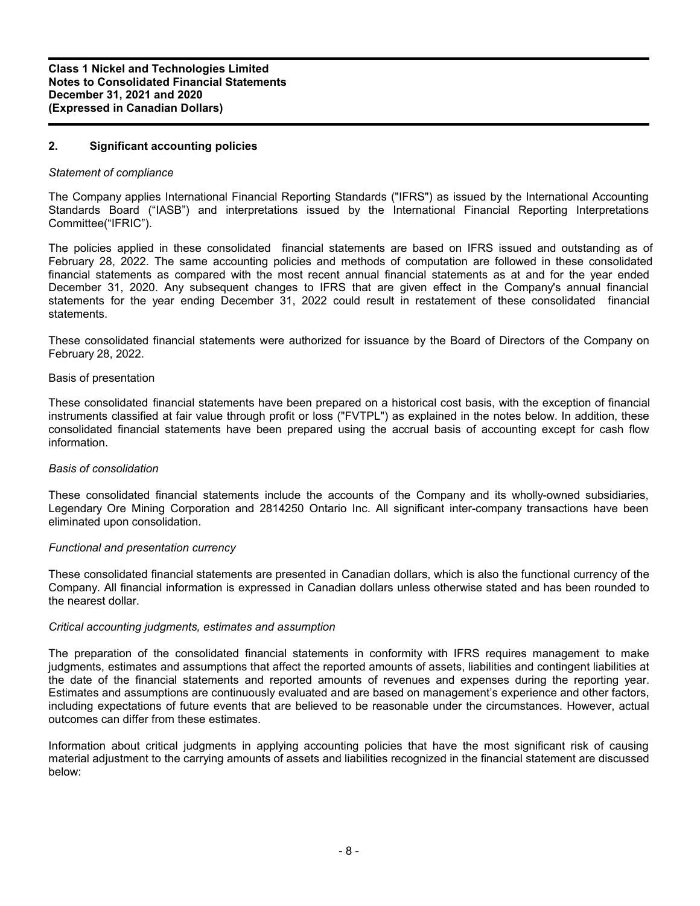## 2. Significant accounting policies

*Statement of compliance*

The Company applies International Financial Reporting Standards ("IFRS") as issued by the International Accounting Standards Board ("IASB") and interpretations issued by the International Financial Reporting Interpretations Committee("IFRIC").

The policies applied in these consolidated financial statements are based on IFRS issued and outstanding as of February 28, 2022. The same accounting policies and methods of computation are followed in these consolidated financial statements as compared with the most recent annual financial statements as at and for the year ended December 31, 2020. Any subsequent changes to IFRS that are given effect in the Company's annual financial statements for the year ending December 31, 2022 could result in restatement of these consolidated financial statements.

These consolidated financial statements were authorized for issuance by the Board of Directors of the Company on February 28, 2022.

Basis of presentation

These consolidated financial statements have been prepared on a historical cost basis, with the exception of financial instruments classified at fair value through profit or loss ("FVTPL") as explained in the notes below. In addition, these consolidated financial statements have been prepared using the accrual basis of accounting except for cash flow information.

*Basis of consolidation*

These consolidated financial statements include the accounts of the Company and its wholly-owned subsidiaries, Legendary Ore Mining Corporation and 2814250 Ontario Inc. All significant inter-company transactions have been eliminated upon consolidation.

*Functional and presentation currency*

These consolidated financial statements are presented in Canadian dollars, which is also the functional currency of the Company. All financial information is expressed in Canadian dollars unless otherwise stated and has been rounded to the nearest dollar.

*Critical accounting judgments, estimates and assumption*

The preparation of the consolidated financial statements in conformity with IFRS requires management to make judgments, estimates and assumptions that affect the reported amounts of assets, liabilities and contingent liabilities at the date of the financial statements and reported amounts of revenues and expenses during the reporting year. Estimates and assumptions are continuously evaluated and are based on management's experience and other factors, including expectations of future events that are believed to be reasonable under the circumstances. However, actual outcomes can differ from these estimates.

Information about critical judgments in applying accounting policies that have the most significant risk of causing material adjustment to the carrying amounts of assets and liabilities recognized in the financial statement are discussed below: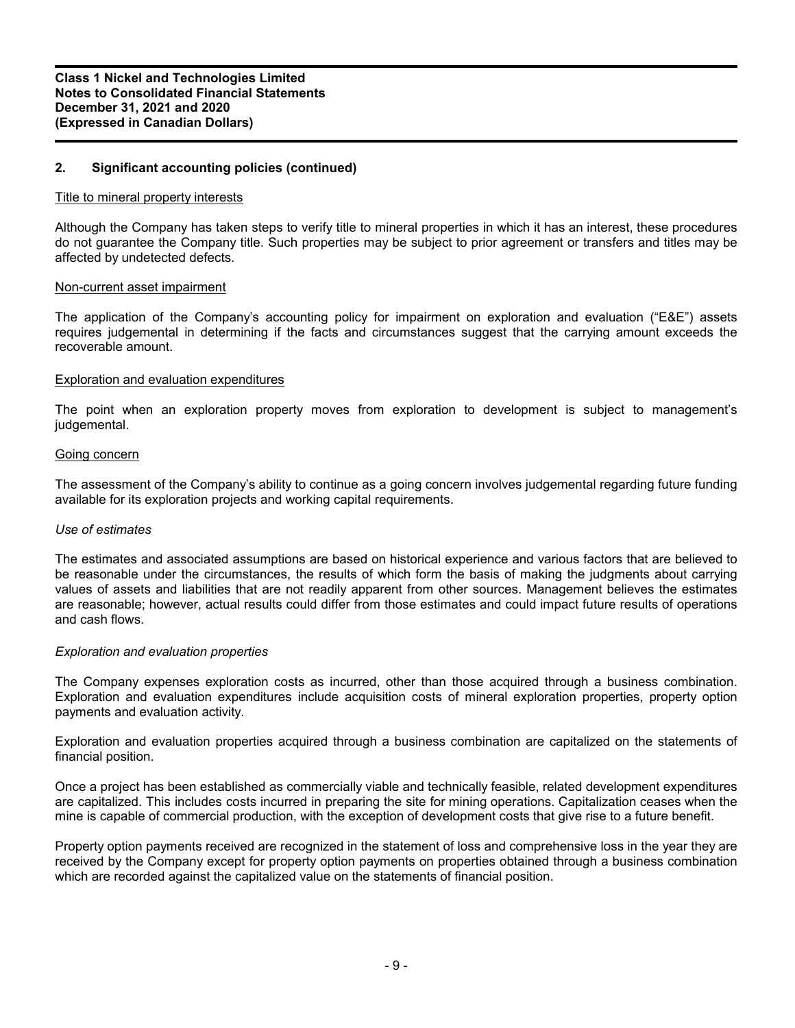## 2. Significant accounting policies (continued)

Title to mineral property interests

Although the Company has taken steps to verify title to mineral properties in which it has an interest, these procedures do not guarantee the Company title. Such properties may be subject to prior agreement or transfers and titles may be affected by undetected defects.

Non-current asset impairment

The application of the Company's accounting policy for impairment on exploration and evaluation ("E&E") assets requires judgemental in determining if the facts and circumstances suggest that the carrying amount exceeds the recoverable amount.

Exploration and evaluation expenditures

The point when an exploration property moves from exploration to development is subject to management's judgemental.

Going concern

The assessment of the Company's ability to continue as a going concern involves judgemental regarding future funding available for its exploration projects and working capital requirements.

*Use of estimates*

The estimates and associated assumptions are based on historical experience and various factors that are believed to be reasonable under the circumstances, the results of which form the basis of making the judgments about carrying values of assets and liabilities that are not readily apparent from other sources. Management believes the estimates are reasonable; however, actual results could differ from those estimates and could impact future results of operations and cash flows.

*Exploration and evaluation properties*

The Company expenses exploration costs as incurred, other than those acquired through a business combination. Exploration and evaluation expenditures include acquisition costs of mineral exploration properties, property option payments and evaluation activity.

Exploration and evaluation properties acquired through a business combination are capitalized on the statements of financial position.

Once a project has been established as commercially viable and technically feasible, related development expenditures are capitalized. This includes costs incurred in preparing the site for mining operations. Capitalization ceases when the mine is capable of commercial production, with the exception of development costs that give rise to a future benefit.

Property option payments received are recognized in the statement of loss and comprehensive loss in the year they are received by the Company except for property option payments on properties obtained through a business combination which are recorded against the capitalized value on the statements of financial position.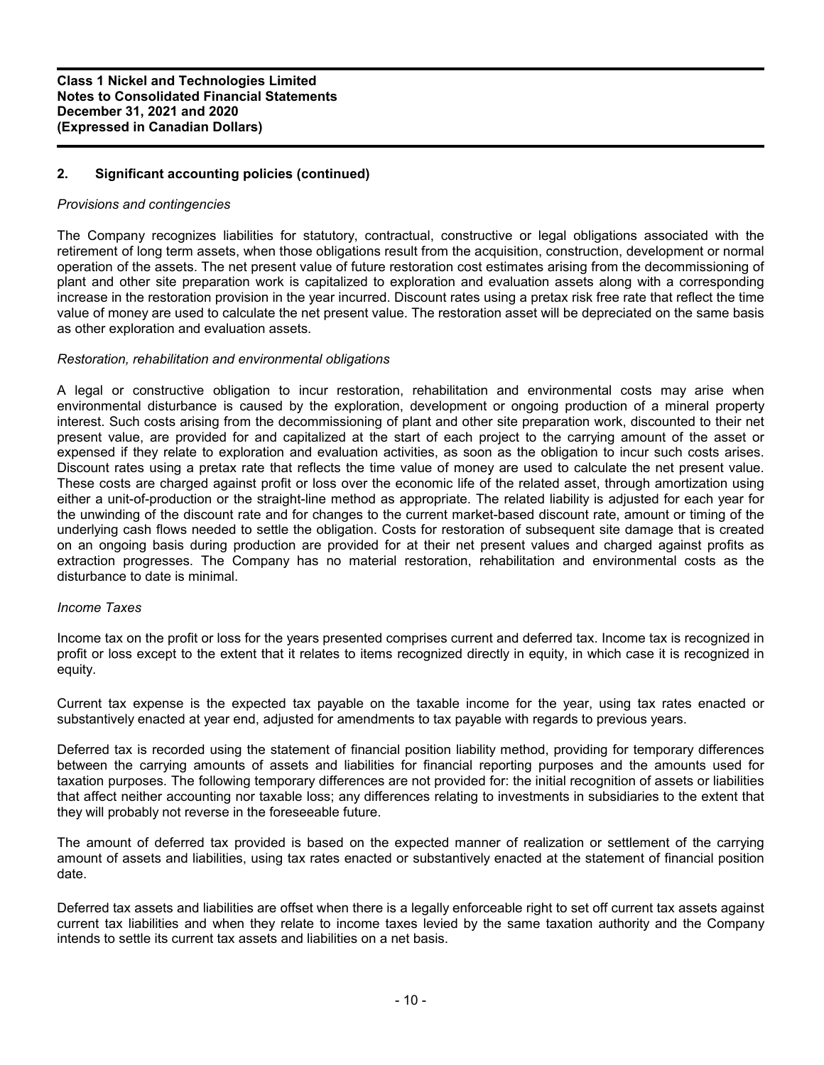## 2. Significant accounting policies (continued)

*Provisions and contingencies*

The Company recognizes liabilities for statutory, contractual, constructive or legal obligations associated with the retirement of long term assets, when those obligations result from the acquisition, construction, development or normal operation of the assets. The net present value of future restoration cost estimates arising from the decommissioning of plant and other site preparation work is capitalized to exploration and evaluation assets along with a corresponding increase in the restoration provision in the year incurred. Discount rates using a pretax risk free rate that reflect the time value of money are used to calculate the net present value. The restoration asset will be depreciated on the same basis as other exploration and evaluation assets.

*Restoration, rehabilitation and environmental obligations*

A legal or constructive obligation to incur restoration, rehabilitation and environmental costs may arise when environmental disturbance is caused by the exploration, development or ongoing production of a mineral property interest. Such costs arising from the decommissioning of plant and other site preparation work, discounted to their net present value, are provided for and capitalized at the start of each project to the carrying amount of the asset or expensed if they relate to exploration and evaluation activities, as soon as the obligation to incur such costs arises. Discount rates using a pretax rate that reflects the time value of money are used to calculate the net present value. These costs are charged against profit or loss over the economic life of the related asset, through amortization using either a unit-of-production or the straight-line method as appropriate. The related liability is adjusted for each year for the unwinding of the discount rate and for changes to the current market-based discount rate, amount or timing of the underlying cash flows needed to settle the obligation. Costs for restoration of subsequent site damage that is created on an ongoing basis during production are provided for at their net present values and charged against profits as extraction progresses. The Company has no material restoration, rehabilitation and environmental costs as the disturbance to date is minimal.

*Income Taxes*

Income tax on the profit or loss for the years presented comprises current and deferred tax. Income tax is recognized in profit or loss except to the extent that it relates to items recognized directly in equity, in which case it is recognized in equity.

Current tax expense is the expected tax payable on the taxable income for the year, using tax rates enacted or substantively enacted at year end, adjusted for amendments to tax payable with regards to previous years.

Deferred tax is recorded using the statement of financial position liability method, providing for temporary differences between the carrying amounts of assets and liabilities for financial reporting purposes and the amounts used for taxation purposes. The following temporary differences are not provided for: the initial recognition of assets or liabilities that affect neither accounting nor taxable loss; any differences relating to investments in subsidiaries to the extent that they will probably not reverse in the foreseeable future.

The amount of deferred tax provided is based on the expected manner of realization or settlement of the carrying amount of assets and liabilities, using tax rates enacted or substantively enacted at the statement of financial position date.

Deferred tax assets and liabilities are offset when there is a legally enforceable right to set off current tax assets against current tax liabilities and when they relate to income taxes levied by the same taxation authority and the Company intends to settle its current tax assets and liabilities on a net basis.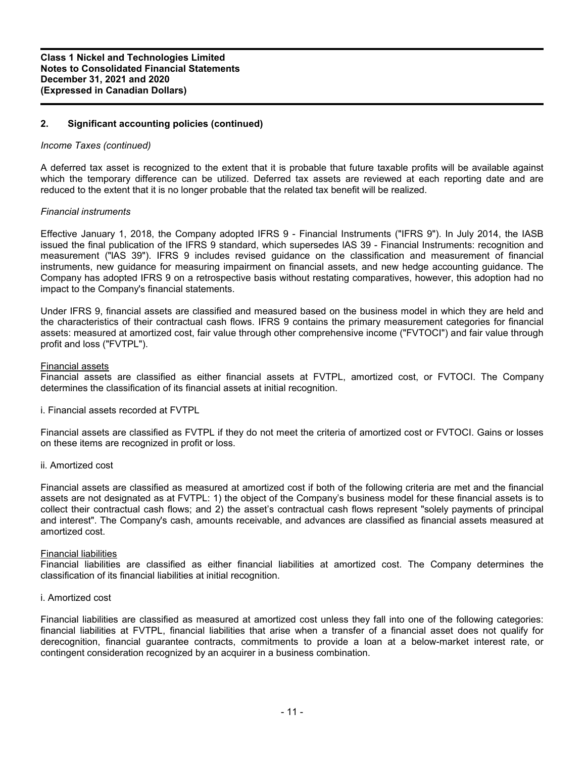## 2. Significant accounting policies (continued)

*Income Taxes (continued)*

A deferred tax asset is recognized to the extent that it is probable that future taxable profits will be available against which the temporary difference can be utilized. Deferred tax assets are reviewed at each reporting date and are reduced to the extent that it is no longer probable that the related tax benefit will be realized.

*Financial instruments*

Effective January 1, 2018, the Company adopted IFRS 9 - Financial Instruments ("IFRS 9"). In July 2014, the IASB issued the final publication of the IFRS 9 standard, which supersedes IAS 39 - Financial Instruments: recognition and measurement ("IAS 39"). IFRS 9 includes revised guidance on the classification and measurement of financial instruments, new guidance for measuring impairment on financial assets, and new hedge accounting guidance. The Company has adopted IFRS 9 on a retrospective basis without restating comparatives, however, this adoption had no impact to the Company's financial statements.

Under IFRS 9, financial assets are classified and measured based on the business model in which they are held and the characteristics of their contractual cash flows. IFRS 9 contains the primary measurement categories for financial assets: measured at amortized cost, fair value through other comprehensive income ("FVTOCI") and fair value through profit and loss ("FVTPL").

Financial assets
Financial assets are classified as either financial assets at FVTPL, amortized cost, or FVTOCI. The Company determines the classification of its financial assets at initial recognition.

i. Financial assets recorded at FVTPL

Financial assets are classified as FVTPL if they do not meet the criteria of amortized cost or FVTOCI. Gains or losses on these items are recognized in profit or loss.

ii. Amortized cost

Financial assets are classified as measured at amortized cost if both of the following criteria are met and the financial assets are not designated as at FVTPL: 1) the object of the Company's business model for these financial assets is to collect their contractual cash flows; and 2) the asset's contractual cash flows represent "solely payments of principal and interest". The Company's cash, amounts receivable, and advances are classified as financial assets measured at amortized cost.

Financial liabilities
Financial liabilities are classified as either financial liabilities at amortized cost. The Company determines the classification of its financial liabilities at initial recognition.

i. Amortized cost

Financial liabilities are classified as measured at amortized cost unless they fall into one of the following categories: financial liabilities at FVTPL, financial liabilities that arise when a transfer of a financial asset does not qualify for derecognition, financial guarantee contracts, commitments to provide a loan at a below-market interest rate, or contingent consideration recognized by an acquirer in a business combination.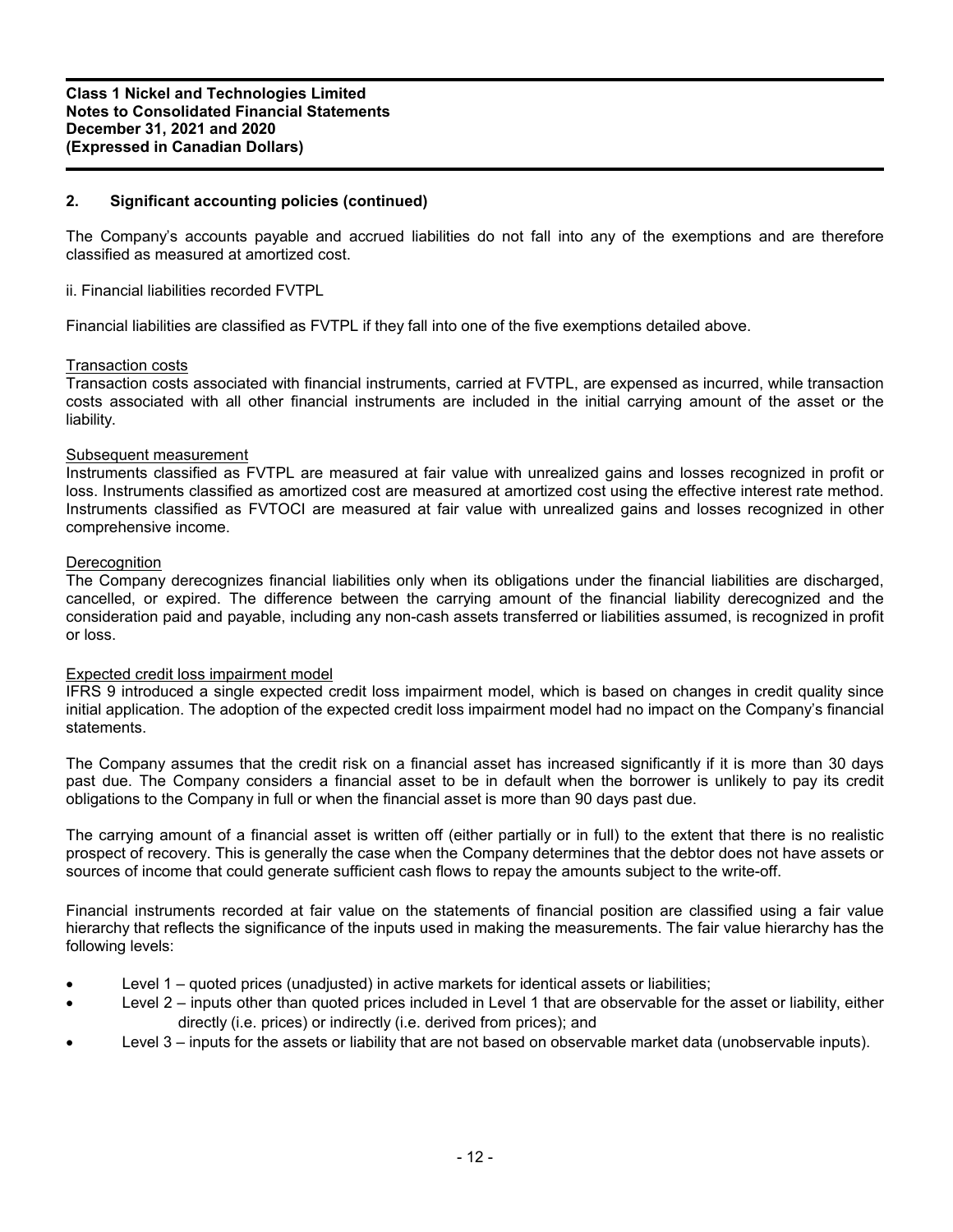## 2. Significant accounting policies (continued)

The Company's accounts payable and accrued liabilities do not fall into any of the exemptions and are therefore classified as measured at amortized cost.

ii. Financial liabilities recorded FVTPL

Financial liabilities are classified as FVTPL if they fall into one of the five exemptions detailed above.

Transaction costs

Transaction costs associated with financial instruments, carried at FVTPL, are expensed as incurred, while transaction costs associated with all other financial instruments are included in the initial carrying amount of the asset or the liability.

Subsequent measurement

Instruments classified as FVTPL are measured at fair value with unrealized gains and losses recognized in profit or loss. Instruments classified as amortized cost are measured at amortized cost using the effective interest rate method. Instruments classified as FVTOCI are measured at fair value with unrealized gains and losses recognized in other comprehensive income.

Derecognition

The Company derecognizes financial liabilities only when its obligations under the financial liabilities are discharged, cancelled, or expired. The difference between the carrying amount of the financial liability derecognized and the consideration paid and payable, including any non-cash assets transferred or liabilities assumed, is recognized in profit or loss.

Expected credit loss impairment model

IFRS 9 introduced a single expected credit loss impairment model, which is based on changes in credit quality since initial application. The adoption of the expected credit loss impairment model had no impact on the Company's financial statements.

The Company assumes that the credit risk on a financial asset has increased significantly if it is more than 30 days past due. The Company considers a financial asset to be in default when the borrower is unlikely to pay its credit obligations to the Company in full or when the financial asset is more than 90 days past due.

The carrying amount of a financial asset is written off (either partially or in full) to the extent that there is no realistic prospect of recovery. This is generally the case when the Company determines that the debtor does not have assets or sources of income that could generate sufficient cash flows to repay the amounts subject to the write-off.

Financial instruments recorded at fair value on the statements of financial position are classified using a fair value hierarchy that reflects the significance of the inputs used in making the measurements. The fair value hierarchy has the following levels:

- Level 1 – quoted prices (unadjusted) in active markets for identical assets or liabilities;
- Level 2 – inputs other than quoted prices included in Level 1 that are observable for the asset or liability, either directly (i.e. prices) or indirectly (i.e. derived from prices); and
- Level 3 – inputs for the assets or liability that are not based on observable market data (unobservable inputs).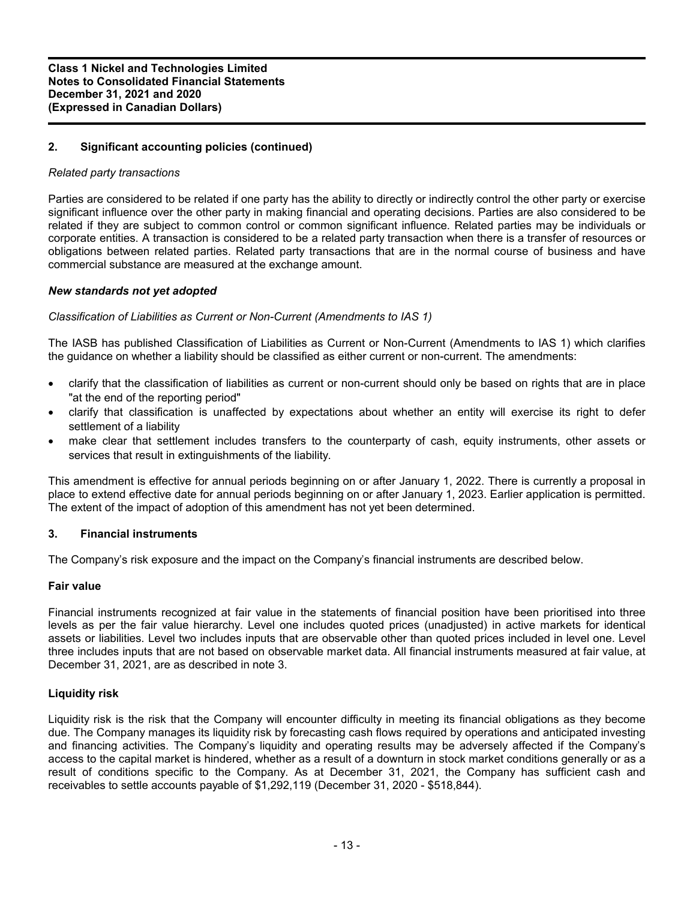## 2. Significant accounting policies (continued)

*Related party transactions*

Parties are considered to be related if one party has the ability to directly or indirectly control the other party or exercise significant influence over the other party in making financial and operating decisions. Parties are also considered to be related if they are subject to common control or common significant influence. Related parties may be individuals or corporate entities. A transaction is considered to be a related party transaction when there is a transfer of resources or obligations between related parties. Related party transactions that are in the normal course of business and have commercial substance are measured at the exchange amount.

***New standards not yet adopted***

*Classification of Liabilities as Current or Non-Current (Amendments to IAS 1)*

The IASB has published Classification of Liabilities as Current or Non-Current (Amendments to IAS 1) which clarifies the guidance on whether a liability should be classified as either current or non-current. The amendments:

- clarify that the classification of liabilities as current or non-current should only be based on rights that are in place "at the end of the reporting period"
- clarify that classification is unaffected by expectations about whether an entity will exercise its right to defer settlement of a liability
- make clear that settlement includes transfers to the counterparty of cash, equity instruments, other assets or services that result in extinguishments of the liability.

This amendment is effective for annual periods beginning on or after January 1, 2022. There is currently a proposal in place to extend effective date for annual periods beginning on or after January 1, 2023. Earlier application is permitted. The extent of the impact of adoption of this amendment has not yet been determined.

## 3. Financial instruments

The Company's risk exposure and the impact on the Company's financial instruments are described below.

**Fair value**

Financial instruments recognized at fair value in the statements of financial position have been prioritised into three levels as per the fair value hierarchy. Level one includes quoted prices (unadjusted) in active markets for identical assets or liabilities. Level two includes inputs that are observable other than quoted prices included in level one. Level three includes inputs that are not based on observable market data. All financial instruments measured at fair value, at December 31, 2021, are as described in note 3.

**Liquidity risk**

Liquidity risk is the risk that the Company will encounter difficulty in meeting its financial obligations as they become due. The Company manages its liquidity risk by forecasting cash flows required by operations and anticipated investing and financing activities. The Company's liquidity and operating results may be adversely affected if the Company's access to the capital market is hindered, whether as a result of a downturn in stock market conditions generally or as a result of conditions specific to the Company. As at December 31, 2021, the Company has sufficient cash and receivables to settle accounts payable of $1,292,119 (December 31, 2020 - $518,844).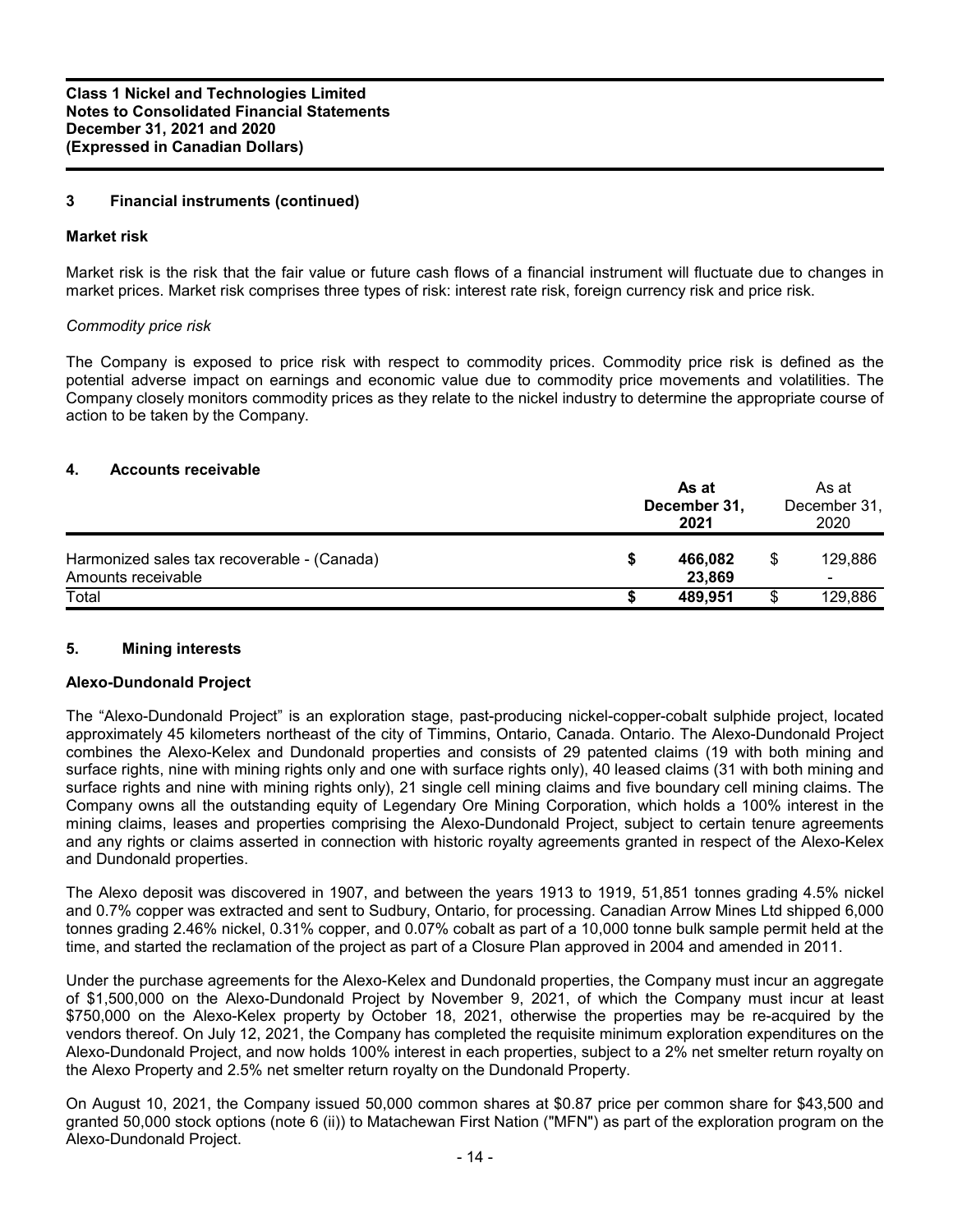## 3 Financial instruments (continued)

### Market risk

Market risk is the risk that the fair value or future cash flows of a financial instrument will fluctuate due to changes in market prices. Market risk comprises three types of risk: interest rate risk, foreign currency risk and price risk.

*Commodity price risk*

The Company is exposed to price risk with respect to commodity prices. Commodity price risk is defined as the potential adverse impact on earnings and economic value due to commodity price movements and volatilities. The Company closely monitors commodity prices as they relate to the nickel industry to determine the appropriate course of action to be taken by the Company.

## 4. Accounts receivable

| | As at December 31, 2021 | As at December 31, 2020 |
|---|---|---|
| Harmonized sales tax recoverable - (Canada) | $ **466,082** | $ 129,886 |
| Amounts receivable | **23,869** | - |
| Total | $ **489,951** | $ 129,886 |

## 5. Mining interests

### Alexo-Dundonald Project

The "Alexo-Dundonald Project" is an exploration stage, past-producing nickel-copper-cobalt sulphide project, located approximately 45 kilometers northeast of the city of Timmins, Ontario, Canada. Ontario. The Alexo-Dundonald Project combines the Alexo-Kelex and Dundonald properties and consists of 29 patented claims (19 with both mining and surface rights, nine with mining rights only and one with surface rights only), 40 leased claims (31 with both mining and surface rights and nine with mining rights only), 21 single cell mining claims and five boundary cell mining claims. The Company owns all the outstanding equity of Legendary Ore Mining Corporation, which holds a 100% interest in the mining claims, leases and properties comprising the Alexo-Dundonald Project, subject to certain tenure agreements and any rights or claims asserted in connection with historic royalty agreements granted in respect of the Alexo-Kelex and Dundonald properties.

The Alexo deposit was discovered in 1907, and between the years 1913 to 1919, 51,851 tonnes grading 4.5% nickel and 0.7% copper was extracted and sent to Sudbury, Ontario, for processing. Canadian Arrow Mines Ltd shipped 6,000 tonnes grading 2.46% nickel, 0.31% copper, and 0.07% cobalt as part of a 10,000 tonne bulk sample permit held at the time, and started the reclamation of the project as part of a Closure Plan approved in 2004 and amended in 2011.

Under the purchase agreements for the Alexo-Kelex and Dundonald properties, the Company must incur an aggregate of $1,500,000 on the Alexo-Dundonald Project by November 9, 2021, of which the Company must incur at least $750,000 on the Alexo-Kelex property by October 18, 2021, otherwise the properties may be re-acquired by the vendors thereof. On July 12, 2021, the Company has completed the requisite minimum exploration expenditures on the Alexo-Dundonald Project, and now holds 100% interest in each properties, subject to a 2% net smelter return royalty on the Alexo Property and 2.5% net smelter return royalty on the Dundonald Property.

On August 10, 2021, the Company issued 50,000 common shares at $0.87 price per common share for $43,500 and granted 50,000 stock options (note 6 (ii)) to Matachewan First Nation ("MFN") as part of the exploration program on the Alexo-Dundonald Project.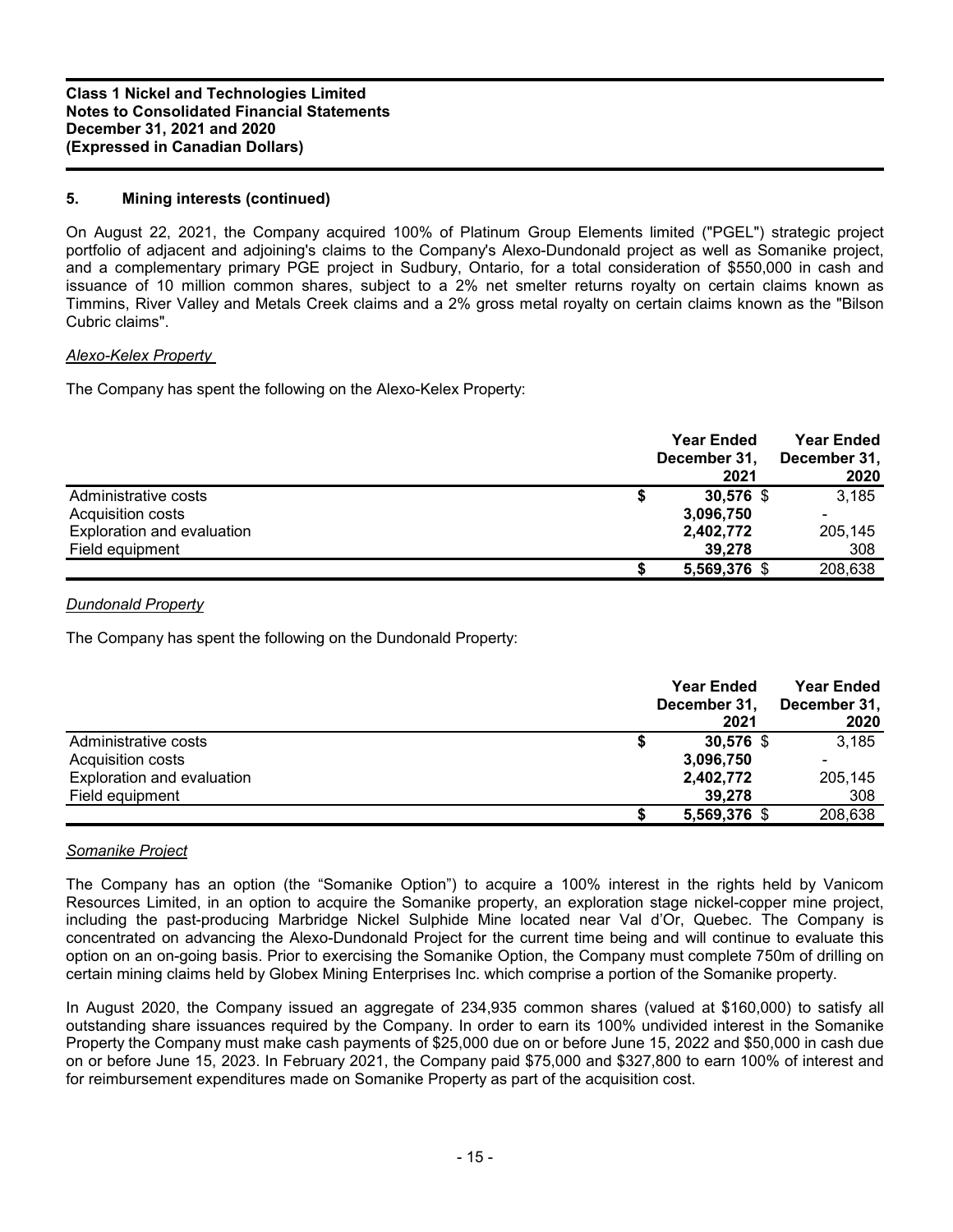## 5. Mining interests (continued)

On August 22, 2021, the Company acquired 100% of Platinum Group Elements limited ("PGEL") strategic project portfolio of adjacent and adjoining's claims to the Company's Alexo-Dundonald project as well as Somanike project, and a complementary primary PGE project in Sudbury, Ontario, for a total consideration of $550,000 in cash and issuance of 10 million common shares, subject to a 2% net smelter returns royalty on certain claims known as Timmins, River Valley and Metals Creek claims and a 2% gross metal royalty on certain claims known as the "Bilson Cubric claims".

*Alexo-Kelex Property*

The Company has spent the following on the Alexo-Kelex Property:

| | Year Ended December 31, 2021 | Year Ended December 31, 2020 |
|---|---|---|
| Administrative costs | $ **30,576** | $ 3,185 |
| Acquisition costs | **3,096,750** | - |
| Exploration and evaluation | **2,402,772** | 205,145 |
| Field equipment | **39,278** | 308 |
| | $ **5,569,376** | $ 208,638 |

*Dundonald Property*

The Company has spent the following on the Dundonald Property:

| | Year Ended December 31, 2021 | Year Ended December 31, 2020 |
|---|---|---|
| Administrative costs | $ **30,576** | $ 3,185 |
| Acquisition costs | **3,096,750** | - |
| Exploration and evaluation | **2,402,772** | 205,145 |
| Field equipment | **39,278** | 308 |
| | $ **5,569,376** | $ 208,638 |

*Somanike Project*

The Company has an option (the "Somanike Option") to acquire a 100% interest in the rights held by Vanicom Resources Limited, in an option to acquire the Somanike property, an exploration stage nickel-copper mine project, including the past-producing Marbridge Nickel Sulphide Mine located near Val d'Or, Quebec. The Company is concentrated on advancing the Alexo-Dundonald Project for the current time being and will continue to evaluate this option on an on-going basis. Prior to exercising the Somanike Option, the Company must complete 750m of drilling on certain mining claims held by Globex Mining Enterprises Inc. which comprise a portion of the Somanike property.

In August 2020, the Company issued an aggregate of 234,935 common shares (valued at $160,000) to satisfy all outstanding share issuances required by the Company. In order to earn its 100% undivided interest in the Somanike Property the Company must make cash payments of $25,000 due on or before June 15, 2022 and $50,000 in cash due on or before June 15, 2023. In February 2021, the Company paid $75,000 and $327,800 to earn 100% of interest and for reimbursement expenditures made on Somanike Property as part of the acquisition cost.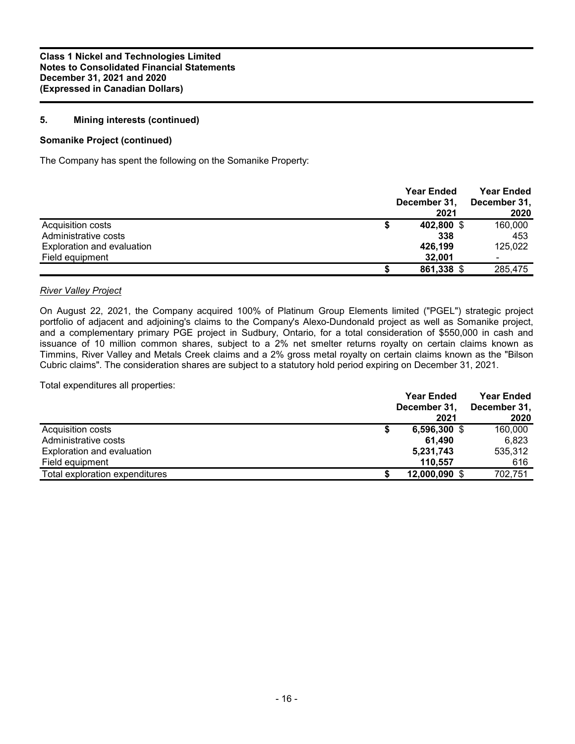## 5. Mining interests (continued)

### Somanike Project (continued)

The Company has spent the following on the Somanike Property:

| | Year Ended December 31, 2021 | Year Ended December 31, 2020 |
|---|---|---|
| Acquisition costs | $ **402,800** | $ 160,000 |
| Administrative costs | **338** | 453 |
| Exploration and evaluation | **426,199** | 125,022 |
| Field equipment | **32,001** | - |
| | $ **861,338** | $ 285,475 |

*River Valley Project*

On August 22, 2021, the Company acquired 100% of Platinum Group Elements limited ("PGEL") strategic project portfolio of adjacent and adjoining's claims to the Company's Alexo-Dundonald project as well as Somanike project, and a complementary primary PGE project in Sudbury, Ontario, for a total consideration of $550,000 in cash and issuance of 10 million common shares, subject to a 2% net smelter returns royalty on certain claims known as Timmins, River Valley and Metals Creek claims and a 2% gross metal royalty on certain claims known as the "Bilson Cubric claims". The consideration shares are subject to a statutory hold period expiring on December 31, 2021.

Total expenditures all properties:

| | Year Ended December 31, 2021 | Year Ended December 31, 2020 |
|---|---|---|
| Acquisition costs | $ **6,596,300** | $ 160,000 |
| Administrative costs | **61,490** | 6,823 |
| Exploration and evaluation | **5,231,743** | 535,312 |
| Field equipment | **110,557** | 616 |
| Total exploration expenditures | $ **12,000,090** | $ 702,751 |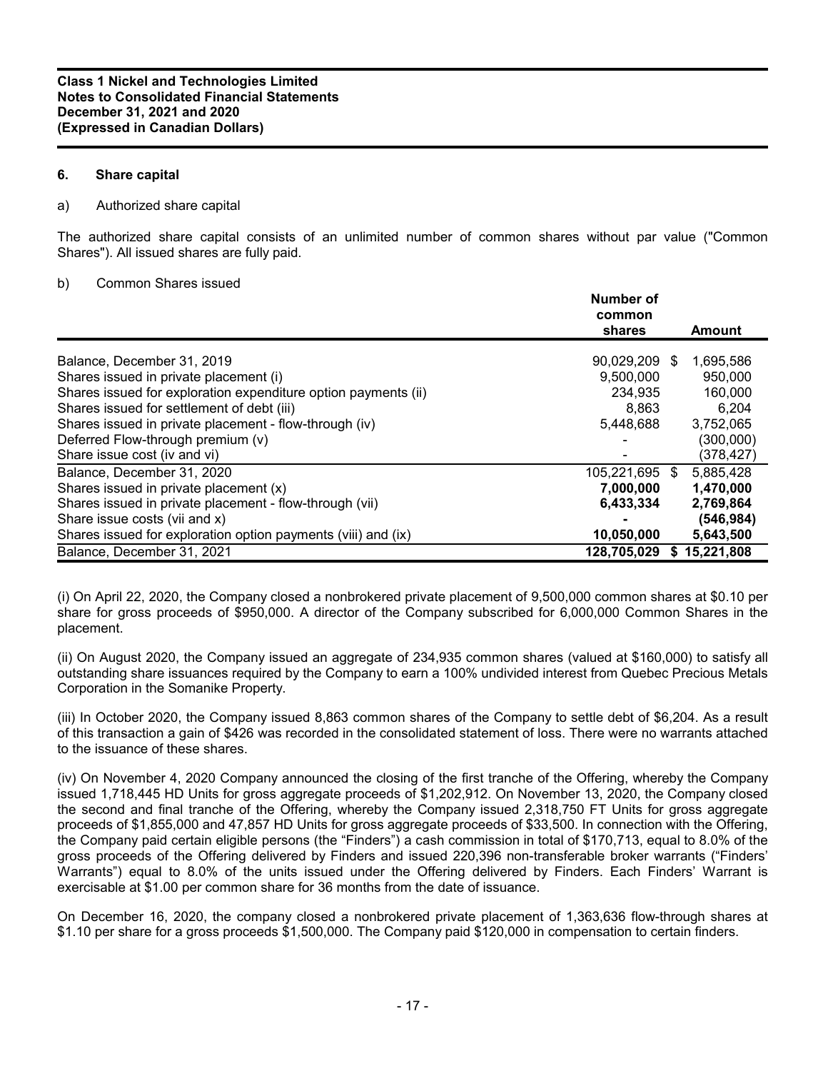## 6. Share capital

a) Authorized share capital

The authorized share capital consists of an unlimited number of common shares without par value ("Common Shares"). All issued shares are fully paid.

b) Common Shares issued

| | Number of common shares | Amount |
|---|---|---|
| Balance, December 31, 2019 | 90,029,209 | $ 1,695,586 |
| Shares issued in private placement (i) | 9,500,000 | 950,000 |
| Shares issued for exploration expenditure option payments (ii) | 234,935 | 160,000 |
| Shares issued for settlement of debt (iii) | 8,863 | 6,204 |
| Shares issued in private placement - flow-through (iv) | 5,448,688 | 3,752,065 |
| Deferred Flow-through premium (v) | - | (300,000) |
| Share issue cost (iv and vi) | - | (378,427) |
| Balance, December 31, 2020 | 105,221,695 | $ 5,885,428 |
| Shares issued in private placement (x) | **7,000,000** | **1,470,000** |
| Shares issued in private placement - flow-through (vii) | **6,433,334** | **2,769,864** |
| Share issue costs (vii and x) | **-** | **(546,984)** |
| Shares issued for exploration option payments (viii) and (ix) | **10,050,000** | **5,643,500** |
| Balance, December 31, 2021 | **128,705,029** | **$ 15,221,808** |

(i) On April 22, 2020, the Company closed a nonbrokered private placement of 9,500,000 common shares at $0.10 per share for gross proceeds of $950,000. A director of the Company subscribed for 6,000,000 Common Shares in the placement.

(ii) On August 2020, the Company issued an aggregate of 234,935 common shares (valued at $160,000) to satisfy all outstanding share issuances required by the Company to earn a 100% undivided interest from Quebec Precious Metals Corporation in the Somanike Property.

(iii) In October 2020, the Company issued 8,863 common shares of the Company to settle debt of $6,204. As a result of this transaction a gain of $426 was recorded in the consolidated statement of loss. There were no warrants attached to the issuance of these shares.

(iv) On November 4, 2020 Company announced the closing of the first tranche of the Offering, whereby the Company issued 1,718,445 HD Units for gross aggregate proceeds of $1,202,912. On November 13, 2020, the Company closed the second and final tranche of the Offering, whereby the Company issued 2,318,750 FT Units for gross aggregate proceeds of $1,855,000 and 47,857 HD Units for gross aggregate proceeds of $33,500. In connection with the Offering, the Company paid certain eligible persons (the "Finders") a cash commission in total of $170,713, equal to 8.0% of the gross proceeds of the Offering delivered by Finders and issued 220,396 non-transferable broker warrants ("Finders' Warrants") equal to 8.0% of the units issued under the Offering delivered by Finders. Each Finders' Warrant is exercisable at $1.00 per common share for 36 months from the date of issuance.

On December 16, 2020, the company closed a nonbrokered private placement of 1,363,636 flow-through shares at $1.10 per share for a gross proceeds $1,500,000. The Company paid $120,000 in compensation to certain finders.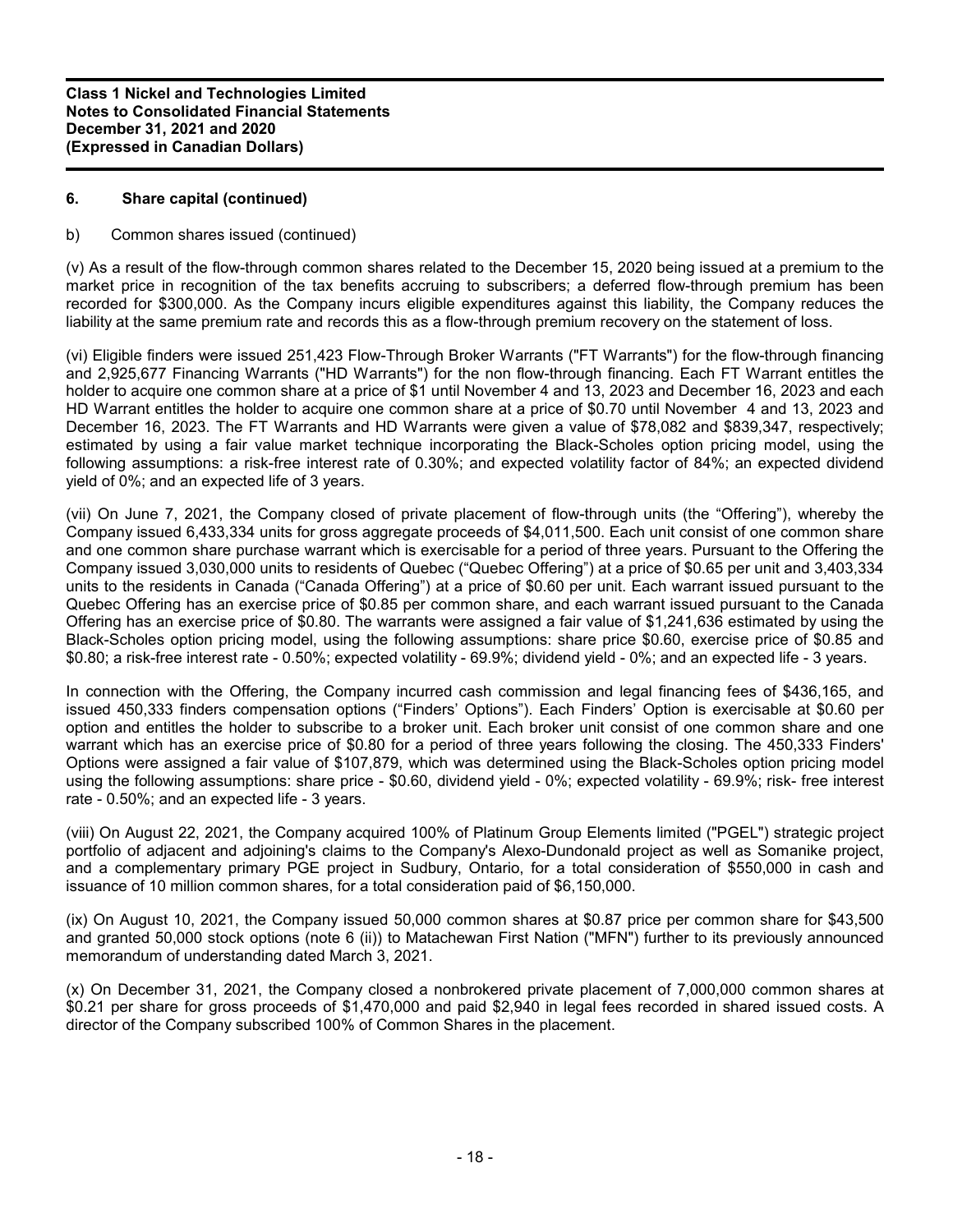## 6. Share capital (continued)

b) Common shares issued (continued)

(v) As a result of the flow-through common shares related to the December 15, 2020 being issued at a premium to the market price in recognition of the tax benefits accruing to subscribers; a deferred flow-through premium has been recorded for $300,000. As the Company incurs eligible expenditures against this liability, the Company reduces the liability at the same premium rate and records this as a flow-through premium recovery on the statement of loss.

(vi) Eligible finders were issued 251,423 Flow-Through Broker Warrants ("FT Warrants") for the flow-through financing and 2,925,677 Financing Warrants ("HD Warrants") for the non flow-through financing. Each FT Warrant entitles the holder to acquire one common share at a price of $1 until November 4 and 13, 2023 and December 16, 2023 and each HD Warrant entitles the holder to acquire one common share at a price of $0.70 until November 4 and 13, 2023 and December 16, 2023. The FT Warrants and HD Warrants were given a value of $78,082 and $839,347, respectively; estimated by using a fair value market technique incorporating the Black-Scholes option pricing model, using the following assumptions: a risk-free interest rate of 0.30%; and expected volatility factor of 84%; an expected dividend yield of 0%; and an expected life of 3 years.

(vii) On June 7, 2021, the Company closed of private placement of flow-through units (the "Offering"), whereby the Company issued 6,433,334 units for gross aggregate proceeds of $4,011,500. Each unit consist of one common share and one common share purchase warrant which is exercisable for a period of three years. Pursuant to the Offering the Company issued 3,030,000 units to residents of Quebec ("Quebec Offering") at a price of $0.65 per unit and 3,403,334 units to the residents in Canada ("Canada Offering") at a price of $0.60 per unit. Each warrant issued pursuant to the Quebec Offering has an exercise price of $0.85 per common share, and each warrant issued pursuant to the Canada Offering has an exercise price of $0.80. The warrants were assigned a fair value of $1,241,636 estimated by using the Black-Scholes option pricing model, using the following assumptions: share price $0.60, exercise price of $0.85 and $0.80; a risk-free interest rate - 0.50%; expected volatility - 69.9%; dividend yield - 0%; and an expected life - 3 years.

In connection with the Offering, the Company incurred cash commission and legal financing fees of $436,165, and issued 450,333 finders compensation options ("Finders' Options"). Each Finders' Option is exercisable at $0.60 per option and entitles the holder to subscribe to a broker unit. Each broker unit consist of one common share and one warrant which has an exercise price of $0.80 for a period of three years following the closing. The 450,333 Finders' Options were assigned a fair value of $107,879, which was determined using the Black-Scholes option pricing model using the following assumptions: share price - $0.60, dividend yield - 0%; expected volatility - 69.9%; risk- free interest rate - 0.50%; and an expected life - 3 years.

(viii) On August 22, 2021, the Company acquired 100% of Platinum Group Elements limited ("PGEL") strategic project portfolio of adjacent and adjoining's claims to the Company's Alexo-Dundonald project as well as Somanike project, and a complementary primary PGE project in Sudbury, Ontario, for a total consideration of $550,000 in cash and issuance of 10 million common shares, for a total consideration paid of $6,150,000.

(ix) On August 10, 2021, the Company issued 50,000 common shares at $0.87 price per common share for $43,500 and granted 50,000 stock options (note 6 (ii)) to Matachewan First Nation ("MFN") further to its previously announced memorandum of understanding dated March 3, 2021.

(x) On December 31, 2021, the Company closed a nonbrokered private placement of 7,000,000 common shares at $0.21 per share for gross proceeds of $1,470,000 and paid $2,940 in legal fees recorded in shared issued costs. A director of the Company subscribed 100% of Common Shares in the placement.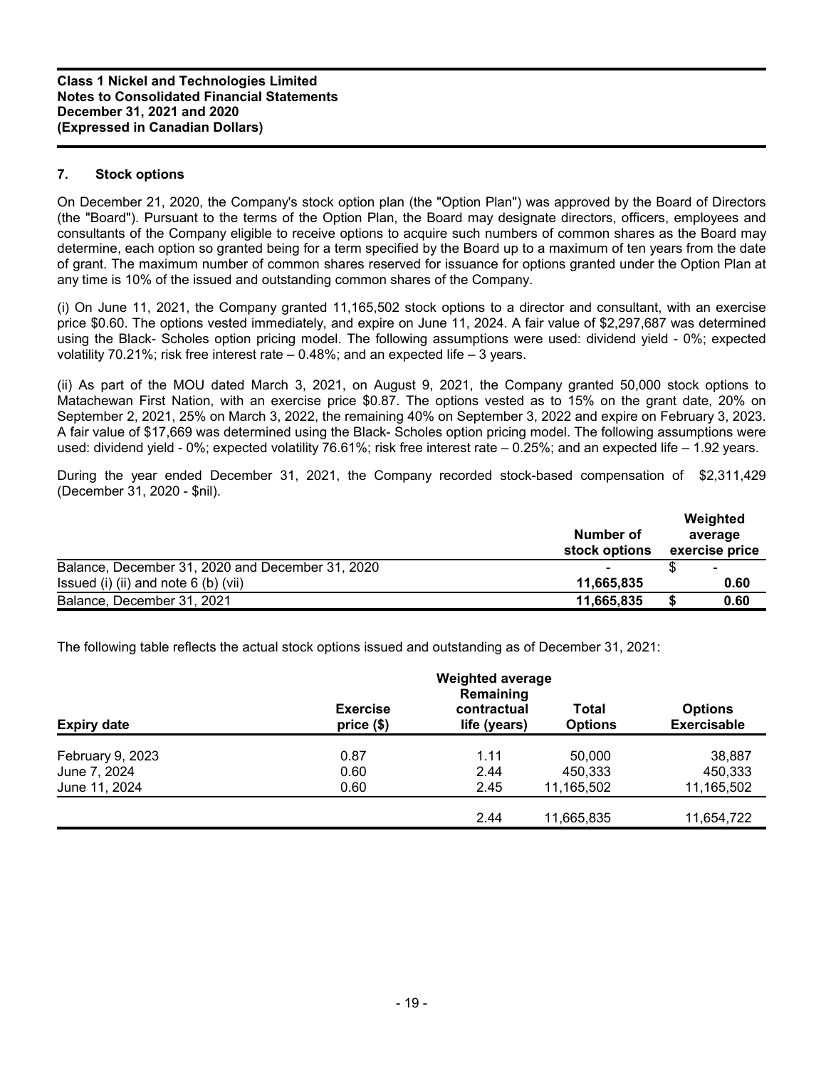## 7. Stock options

On December 21, 2020, the Company's stock option plan (the "Option Plan") was approved by the Board of Directors (the "Board"). Pursuant to the terms of the Option Plan, the Board may designate directors, officers, employees and consultants of the Company eligible to receive options to acquire such numbers of common shares as the Board may determine, each option so granted being for a term specified by the Board up to a maximum of ten years from the date of grant. The maximum number of common shares reserved for issuance for options granted under the Option Plan at any time is 10% of the issued and outstanding common shares of the Company.

(i) On June 11, 2021, the Company granted 11,165,502 stock options to a director and consultant, with an exercise price $0.60. The options vested immediately, and expire on June 11, 2024. A fair value of $2,297,687 was determined using the Black- Scholes option pricing model. The following assumptions were used: dividend yield - 0%; expected volatility 70.21%; risk free interest rate – 0.48%; and an expected life – 3 years.

(ii) As part of the MOU dated March 3, 2021, on August 9, 2021, the Company granted 50,000 stock options to Matachewan First Nation, with an exercise price $0.87. The options vested as to 15% on the grant date, 20% on September 2, 2021, 25% on March 3, 2022, the remaining 40% on September 3, 2022 and expire on February 3, 2023. A fair value of $17,669 was determined using the Black- Scholes option pricing model. The following assumptions were used: dividend yield - 0%; expected volatility 76.61%; risk free interest rate – 0.25%; and an expected life – 1.92 years.

During the year ended December 31, 2021, the Company recorded stock-based compensation of $2,311,429 (December 31, 2020 - $nil).

| | Number of stock options | Weighted average exercise price |
|---|---|---|
| Balance, December 31, 2020 and December 31, 2020 | - | $ - |
| Issued (i) (ii) and note 6 (b) (vii) | **11,665,835** | **0.60** |
| Balance, December 31, 2021 | **11,665,835** | **$ 0.60** |

The following table reflects the actual stock options issued and outstanding as of December 31, 2021:

| Expiry date | Exercise price ($) | Weighted average Remaining contractual life (years) | Total Options | Options Exercisable |
|---|---|---|---|---|
| February 9, 2023 | 0.87 | 1.11 | 50,000 | 38,887 |
| June 7, 2024 | 0.60 | 2.44 | 450,333 | 450,333 |
| June 11, 2024 | 0.60 | 2.45 | 11,165,502 | 11,165,502 |
| | | 2.44 | 11,665,835 | 11,654,722 |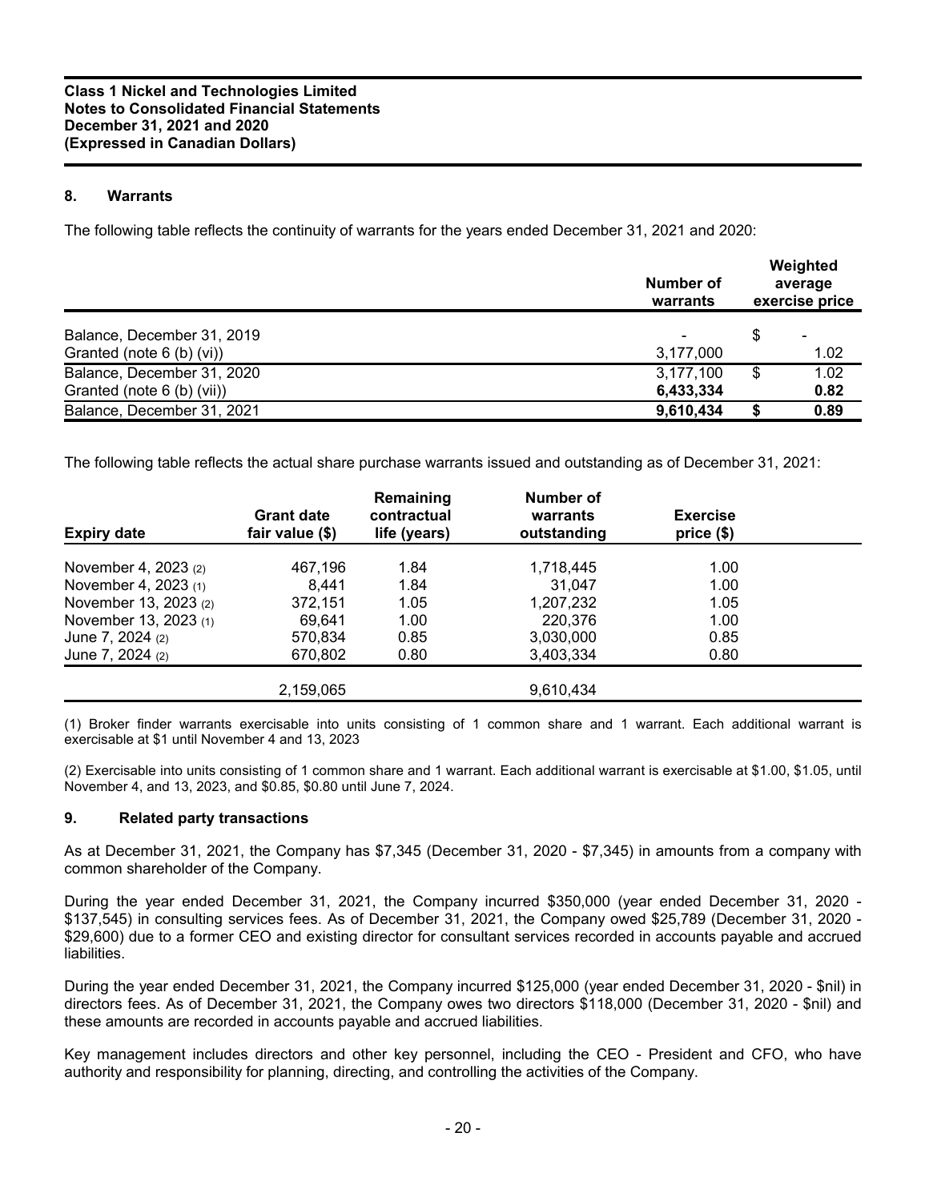## 8. Warrants

The following table reflects the continuity of warrants for the years ended December 31, 2021 and 2020:

| | Number of warrants | Weighted average exercise price |
|---|---|---|
| Balance, December 31, 2019 | - | $ - |
| Granted (note 6 (b) (vi)) | 3,177,000 | 1.02 |
| Balance, December 31, 2020 | 3,177,100 | $ 1.02 |
| Granted (note 6 (b) (vii)) | **6,433,334** | **0.82** |
| Balance, December 31, 2021 | **9,610,434** | **$ 0.89** |

The following table reflects the actual share purchase warrants issued and outstanding as of December 31, 2021:

| Expiry date | Grant date fair value ($) | Remaining contractual life (years) | Number of warrants outstanding | Exercise price ($) |
|---|---|---|---|---|
| November 4, 2023 (2) | 467,196 | 1.84 | 1,718,445 | 1.00 |
| November 4, 2023 (1) | 8,441 | 1.84 | 31,047 | 1.00 |
| November 13, 2023 (2) | 372,151 | 1.05 | 1,207,232 | 1.05 |
| November 13, 2023 (1) | 69,641 | 1.00 | 220,376 | 1.00 |
| June 7, 2024 (2) | 570,834 | 0.85 | 3,030,000 | 0.85 |
| June 7, 2024 (2) | 670,802 | 0.80 | 3,403,334 | 0.80 |
| | 2,159,065 | | 9,610,434 | |

(1) Broker finder warrants exercisable into units consisting of 1 common share and 1 warrant. Each additional warrant is exercisable at $1 until November 4 and 13, 2023

(2) Exercisable into units consisting of 1 common share and 1 warrant. Each additional warrant is exercisable at $1.00, $1.05, until November 4, and 13, 2023, and $0.85, $0.80 until June 7, 2024.

## 9. Related party transactions

As at December 31, 2021, the Company has $7,345 (December 31, 2020 - $7,345) in amounts from a company with common shareholder of the Company.

During the year ended December 31, 2021, the Company incurred $350,000 (year ended December 31, 2020 - $137,545) in consulting services fees. As of December 31, 2021, the Company owed $25,789 (December 31, 2020 - $29,600) due to a former CEO and existing director for consultant services recorded in accounts payable and accrued liabilities.

During the year ended December 31, 2021, the Company incurred $125,000 (year ended December 31, 2020 - $nil) in directors fees. As of December 31, 2021, the Company owes two directors $118,000 (December 31, 2020 - $nil) and these amounts are recorded in accounts payable and accrued liabilities.

Key management includes directors and other key personnel, including the CEO - President and CFO, who have authority and responsibility for planning, directing, and controlling the activities of the Company.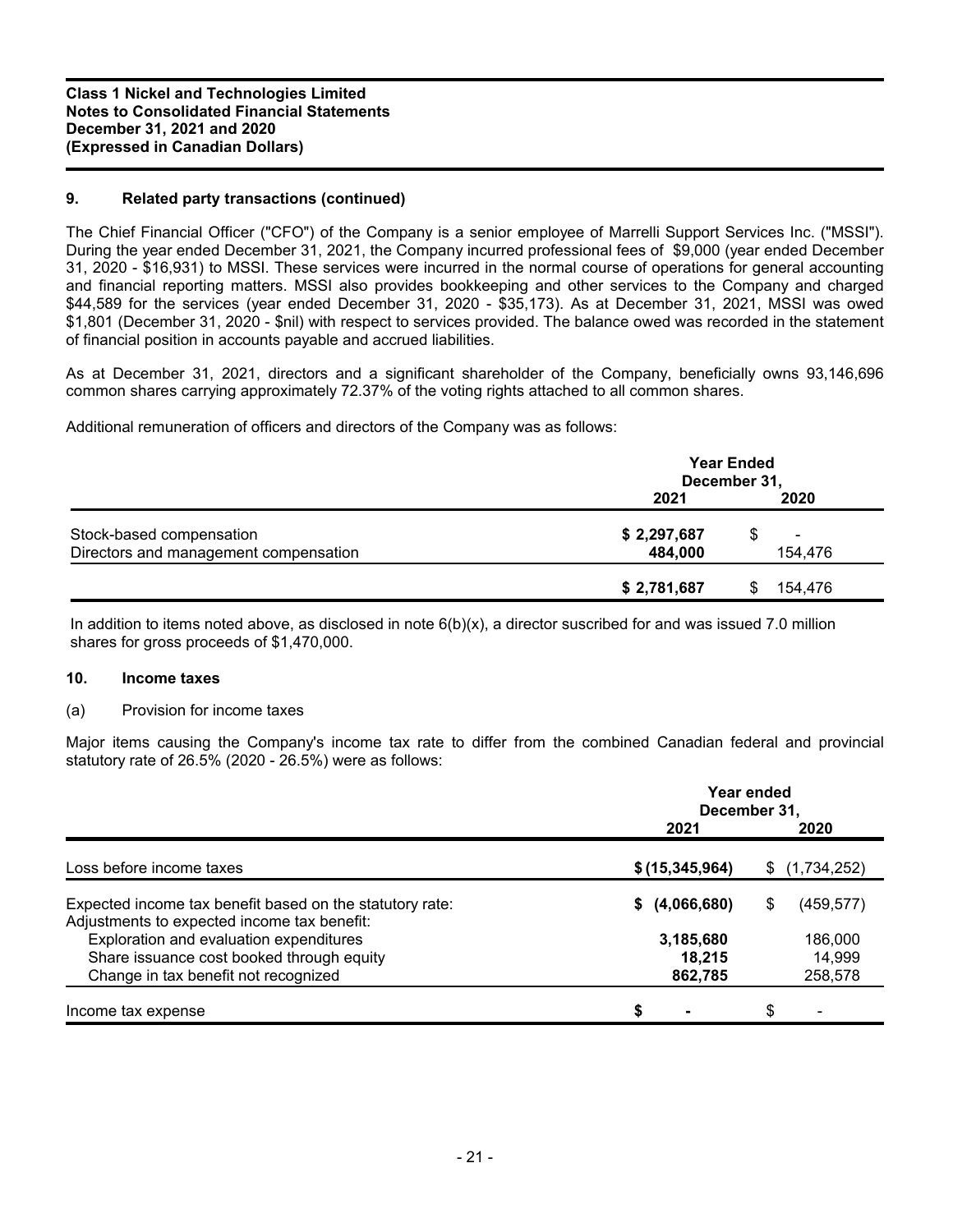**Class 1 Nickel and Technologies Limited**
**Notes to Consolidated Financial Statements**
**December 31, 2021 and 2020**
**(Expressed in Canadian Dollars)**

## 9. Related party transactions (continued)

The Chief Financial Officer ("CFO") of the Company is a senior employee of Marrelli Support Services Inc. ("MSSI"). During the year ended December 31, 2021, the Company incurred professional fees of $9,000 (year ended December 31, 2020 - $16,931) to MSSI. These services were incurred in the normal course of operations for general accounting and financial reporting matters. MSSI also provides bookkeeping and other services to the Company and charged $44,589 for the services (year ended December 31, 2020 - $35,173). As at December 31, 2021, MSSI was owed $1,801 (December 31, 2020 - $nil) with respect to services provided. The balance owed was recorded in the statement of financial position in accounts payable and accrued liabilities.

As at December 31, 2021, directors and a significant shareholder of the Company, beneficially owns 93,146,696 common shares carrying approximately 72.37% of the voting rights attached to all common shares.

Additional remuneration of officers and directors of the Company was as follows:

| | Year Ended December 31, | |
|---|---|---|
| | **2021** | **2020** |
| Stock-based compensation | **$ 2,297,687** | $ - |
| Directors and management compensation | **484,000** | 154,476 |
| | **$ 2,781,687** | $ 154,476 |

In addition to items noted above, as disclosed in note 6(b)(x), a director suscribed for and was issued 7.0 million shares for gross proceeds of $1,470,000.

## 10. Income taxes

(a) Provision for income taxes

Major items causing the Company's income tax rate to differ from the combined Canadian federal and provincial statutory rate of 26.5% (2020 - 26.5%) were as follows:

| | Year ended December 31, | |
|---|---|---|
| | **2021** | **2020** |
| Loss before income taxes | **$ (15,345,964)** | $ (1,734,252) |
| Expected income tax benefit based on the statutory rate: | **$ (4,066,680)** | $ (459,577) |
| Adjustments to expected income tax benefit: | | |
| Exploration and evaluation expenditures | **3,185,680** | 186,000 |
| Share issuance cost booked through equity | **18,215** | 14,999 |
| Change in tax benefit not recognized | **862,785** | 258,578 |
| Income tax expense | **$ -** | $ - |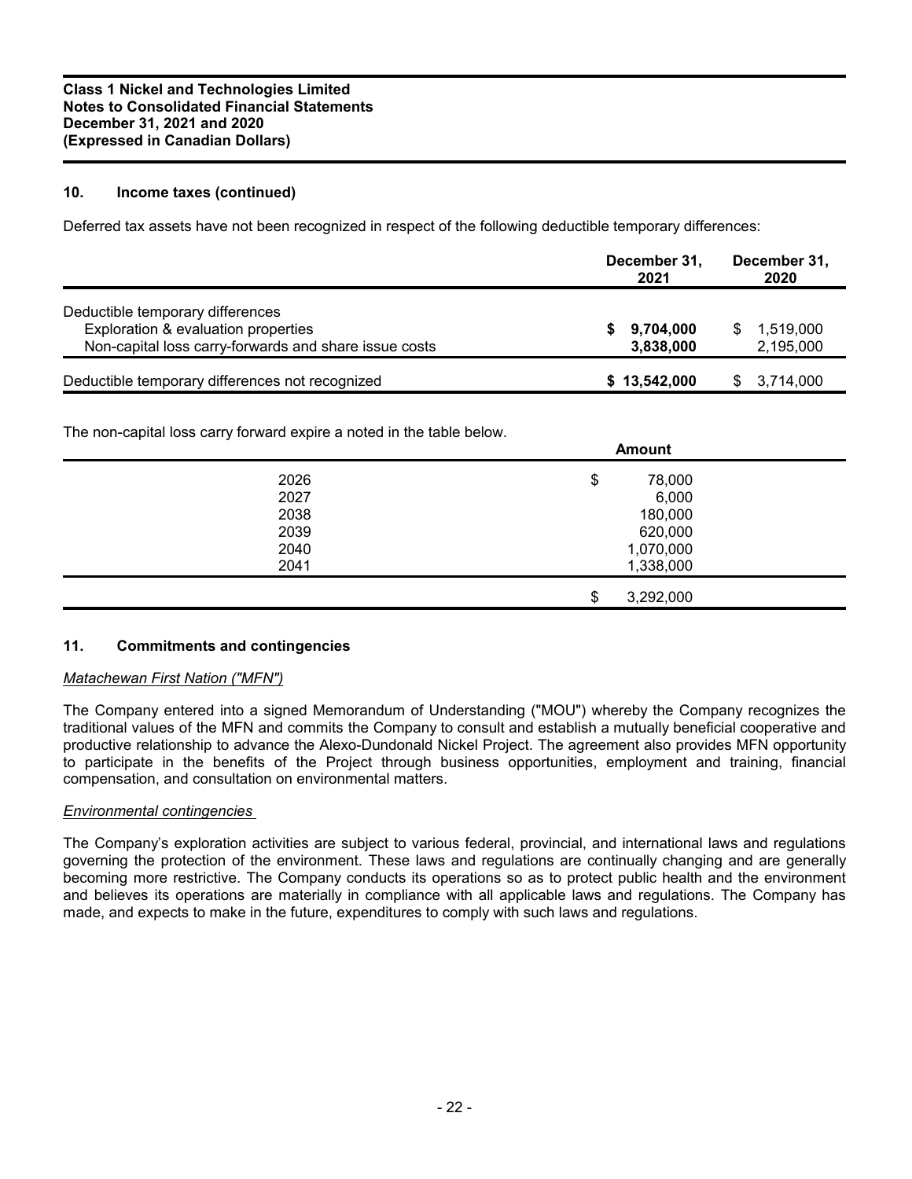## 10. Income taxes (continued)

Deferred tax assets have not been recognized in respect of the following deductible temporary differences:

| | December 31, 2021 | December 31, 2020 |
|---|---|---|
| Deductible temporary differences | | |
| Exploration & evaluation properties | **$ 9,704,000** | $ 1,519,000 |
| Non-capital loss carry-forwards and share issue costs | **3,838,000** | 2,195,000 |
| Deductible temporary differences not recognized | **$ 13,542,000** | $ 3,714,000 |

The non-capital loss carry forward expire a noted in the table below.

| | Amount |
|---|---|
| 2026 | $ 78,000 |
| 2027 | 6,000 |
| 2038 | 180,000 |
| 2039 | 620,000 |
| 2040 | 1,070,000 |
| 2041 | 1,338,000 |
| | $ 3,292,000 |

## 11. Commitments and contingencies

*Matachewan First Nation ("MFN")*

The Company entered into a signed Memorandum of Understanding ("MOU") whereby the Company recognizes the traditional values of the MFN and commits the Company to consult and establish a mutually beneficial cooperative and productive relationship to advance the Alexo-Dundonald Nickel Project. The agreement also provides MFN opportunity to participate in the benefits of the Project through business opportunities, employment and training, financial compensation, and consultation on environmental matters.

*Environmental contingencies*

The Company's exploration activities are subject to various federal, provincial, and international laws and regulations governing the protection of the environment. These laws and regulations are continually changing and are generally becoming more restrictive. The Company conducts its operations so as to protect public health and the environment and believes its operations are materially in compliance with all applicable laws and regulations. The Company has made, and expects to make in the future, expenditures to comply with such laws and regulations.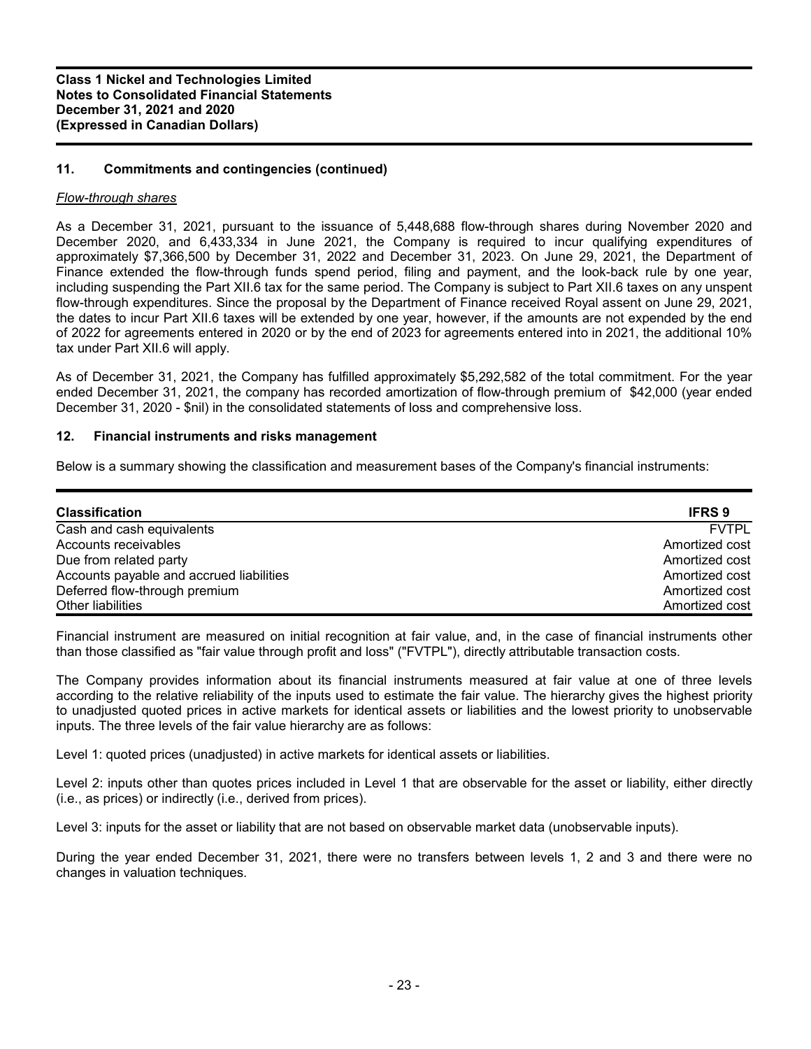## 11. Commitments and contingencies (continued)

*Flow-through shares*

As a December 31, 2021, pursuant to the issuance of 5,448,688 flow-through shares during November 2020 and December 2020, and 6,433,334 in June 2021, the Company is required to incur qualifying expenditures of approximately $7,366,500 by December 31, 2022 and December 31, 2023. On June 29, 2021, the Department of Finance extended the flow-through funds spend period, filing and payment, and the look-back rule by one year, including suspending the Part XII.6 tax for the same period. The Company is subject to Part XII.6 taxes on any unspent flow-through expenditures. Since the proposal by the Department of Finance received Royal assent on June 29, 2021, the dates to incur Part XII.6 taxes will be extended by one year, however, if the amounts are not expended by the end of 2022 for agreements entered in 2020 or by the end of 2023 for agreements entered into in 2021, the additional 10% tax under Part XII.6 will apply.

As of December 31, 2021, the Company has fulfilled approximately $5,292,582 of the total commitment. For the year ended December 31, 2021, the company has recorded amortization of flow-through premium of $42,000 (year ended December 31, 2020 - $nil) in the consolidated statements of loss and comprehensive loss.

## 12. Financial instruments and risks management

Below is a summary showing the classification and measurement bases of the Company's financial instruments:

| Classification | IFRS 9 |
|---|---|
| Cash and cash equivalents | FVTPL |
| Accounts receivables | Amortized cost |
| Due from related party | Amortized cost |
| Accounts payable and accrued liabilities | Amortized cost |
| Deferred flow-through premium | Amortized cost |
| Other liabilities | Amortized cost |

Financial instrument are measured on initial recognition at fair value, and, in the case of financial instruments other than those classified as "fair value through profit and loss" ("FVTPL"), directly attributable transaction costs.

The Company provides information about its financial instruments measured at fair value at one of three levels according to the relative reliability of the inputs used to estimate the fair value. The hierarchy gives the highest priority to unadjusted quoted prices in active markets for identical assets or liabilities and the lowest priority to unobservable inputs. The three levels of the fair value hierarchy are as follows:

Level 1: quoted prices (unadjusted) in active markets for identical assets or liabilities.

Level 2: inputs other than quotes prices included in Level 1 that are observable for the asset or liability, either directly (i.e., as prices) or indirectly (i.e., derived from prices).

Level 3: inputs for the asset or liability that are not based on observable market data (unobservable inputs).

During the year ended December 31, 2021, there were no transfers between levels 1, 2 and 3 and there were no changes in valuation techniques.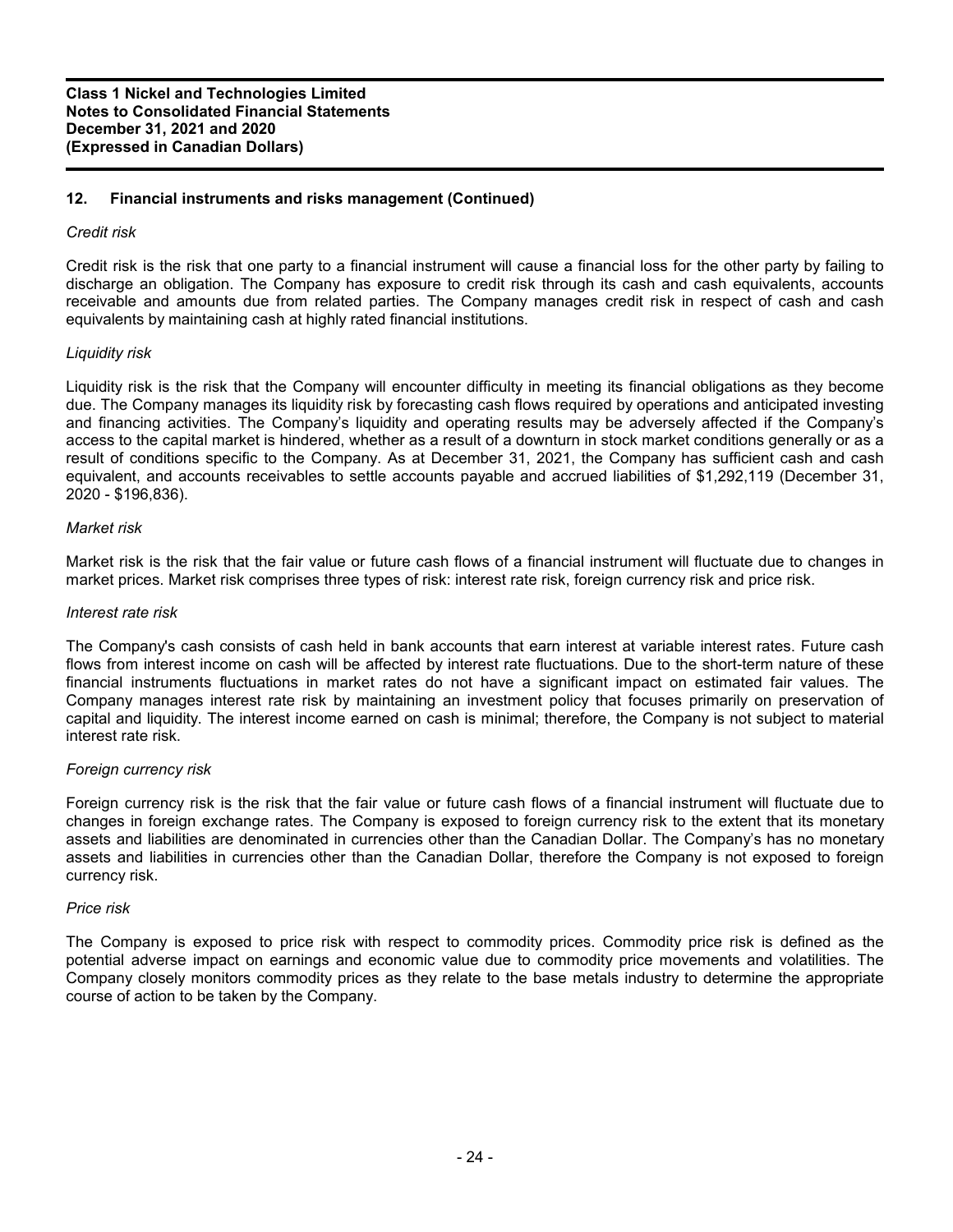## 12. Financial instruments and risks management (Continued)

*Credit risk*

Credit risk is the risk that one party to a financial instrument will cause a financial loss for the other party by failing to discharge an obligation. The Company has exposure to credit risk through its cash and cash equivalents, accounts receivable and amounts due from related parties. The Company manages credit risk in respect of cash and cash equivalents by maintaining cash at highly rated financial institutions.

*Liquidity risk*

Liquidity risk is the risk that the Company will encounter difficulty in meeting its financial obligations as they become due. The Company manages its liquidity risk by forecasting cash flows required by operations and anticipated investing and financing activities. The Company's liquidity and operating results may be adversely affected if the Company's access to the capital market is hindered, whether as a result of a downturn in stock market conditions generally or as a result of conditions specific to the Company. As at December 31, 2021, the Company has sufficient cash and cash equivalent, and accounts receivables to settle accounts payable and accrued liabilities of $1,292,119 (December 31, 2020 - $196,836).

*Market risk*

Market risk is the risk that the fair value or future cash flows of a financial instrument will fluctuate due to changes in market prices. Market risk comprises three types of risk: interest rate risk, foreign currency risk and price risk.

*Interest rate risk*

The Company's cash consists of cash held in bank accounts that earn interest at variable interest rates. Future cash flows from interest income on cash will be affected by interest rate fluctuations. Due to the short-term nature of these financial instruments fluctuations in market rates do not have a significant impact on estimated fair values. The Company manages interest rate risk by maintaining an investment policy that focuses primarily on preservation of capital and liquidity. The interest income earned on cash is minimal; therefore, the Company is not subject to material interest rate risk.

*Foreign currency risk*

Foreign currency risk is the risk that the fair value or future cash flows of a financial instrument will fluctuate due to changes in foreign exchange rates. The Company is exposed to foreign currency risk to the extent that its monetary assets and liabilities are denominated in currencies other than the Canadian Dollar. The Company's has no monetary assets and liabilities in currencies other than the Canadian Dollar, therefore the Company is not exposed to foreign currency risk.

*Price risk*

The Company is exposed to price risk with respect to commodity prices. Commodity price risk is defined as the potential adverse impact on earnings and economic value due to commodity price movements and volatilities. The Company closely monitors commodity prices as they relate to the base metals industry to determine the appropriate course of action to be taken by the Company.